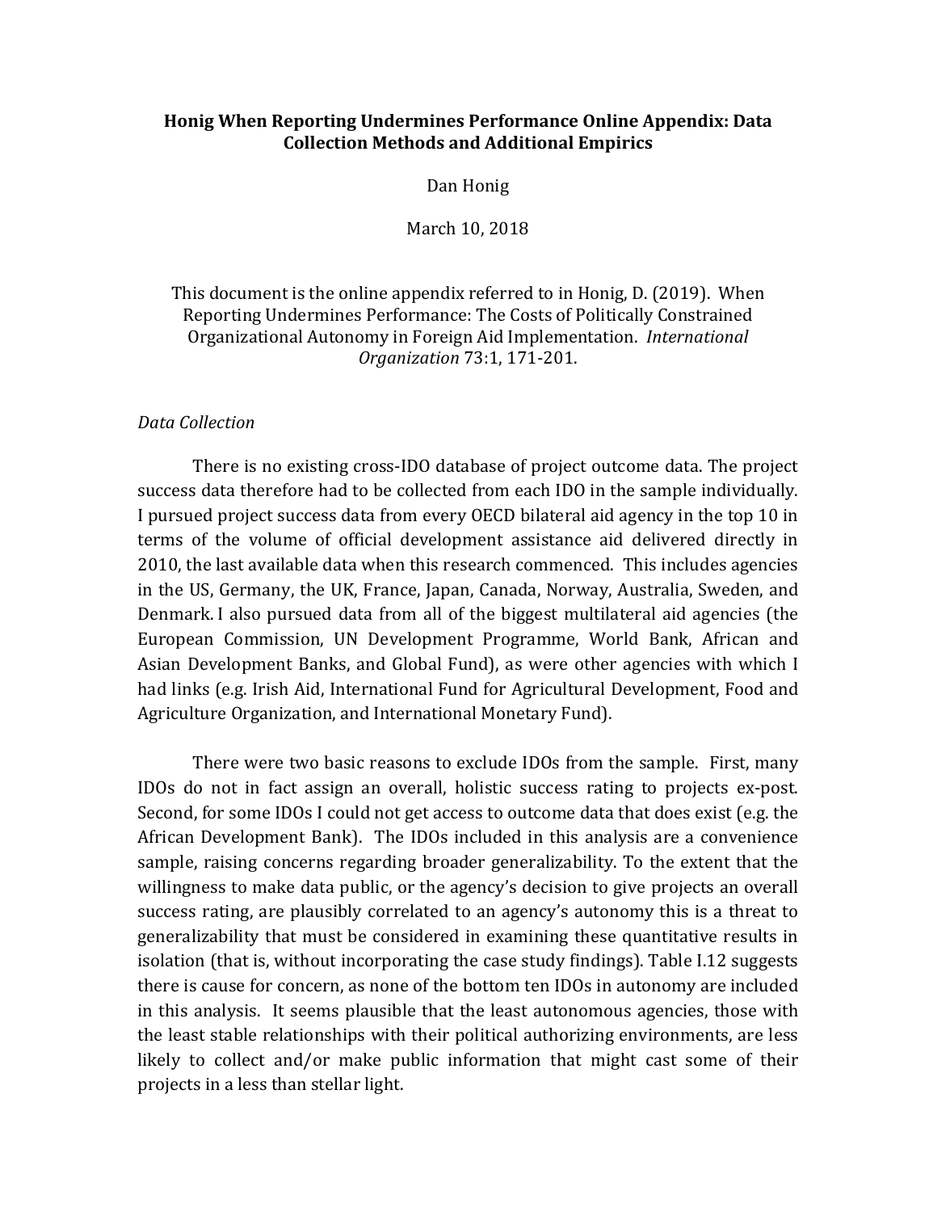# Honig When Reporting Undermines Performance Online Appendix: Data Collection Methods and Additional Empirics

Dan Honig

March 10, 2018

This document is the online appendix referred to in Honig, D. (2019). When Reporting Undermines Performance: The Costs of Politically Constrained Organizational Autonomy in Foreign Aid Implementation. *International Organization* 73:1, 171-201.

*Data Collection*

There is no existing cross-IDO database of project outcome data. The project success data therefore had to be collected from each IDO in the sample individually. I pursued project success data from every OECD bilateral aid agency in the top 10 in terms of the volume of official development assistance aid delivered directly in 2010, the last available data when this research commenced. This includes agencies in the US, Germany, the UK, France, Japan, Canada, Norway, Australia, Sweden, and Denmark. I also pursued data from all of the biggest multilateral aid agencies (the European Commission, UN Development Programme, World Bank, African and Asian Development Banks, and Global Fund), as were other agencies with which I had links (e.g. Irish Aid, International Fund for Agricultural Development, Food and Agriculture Organization, and International Monetary Fund).

There were two basic reasons to exclude IDOs from the sample. First, many IDOs do not in fact assign an overall, holistic success rating to projects ex-post. Second, for some IDOs I could not get access to outcome data that does exist (e.g. the African Development Bank). The IDOs included in this analysis are a convenience sample, raising concerns regarding broader generalizability. To the extent that the willingness to make data public, or the agency's decision to give projects an overall success rating, are plausibly correlated to an agency's autonomy this is a threat to generalizability that must be considered in examining these quantitative results in isolation (that is, without incorporating the case study findings). Table I.12 suggests there is cause for concern, as none of the bottom ten IDOs in autonomy are included in this analysis. It seems plausible that the least autonomous agencies, those with the least stable relationships with their political authorizing environments, are less likely to collect and/or make public information that might cast some of their projects in a less than stellar light.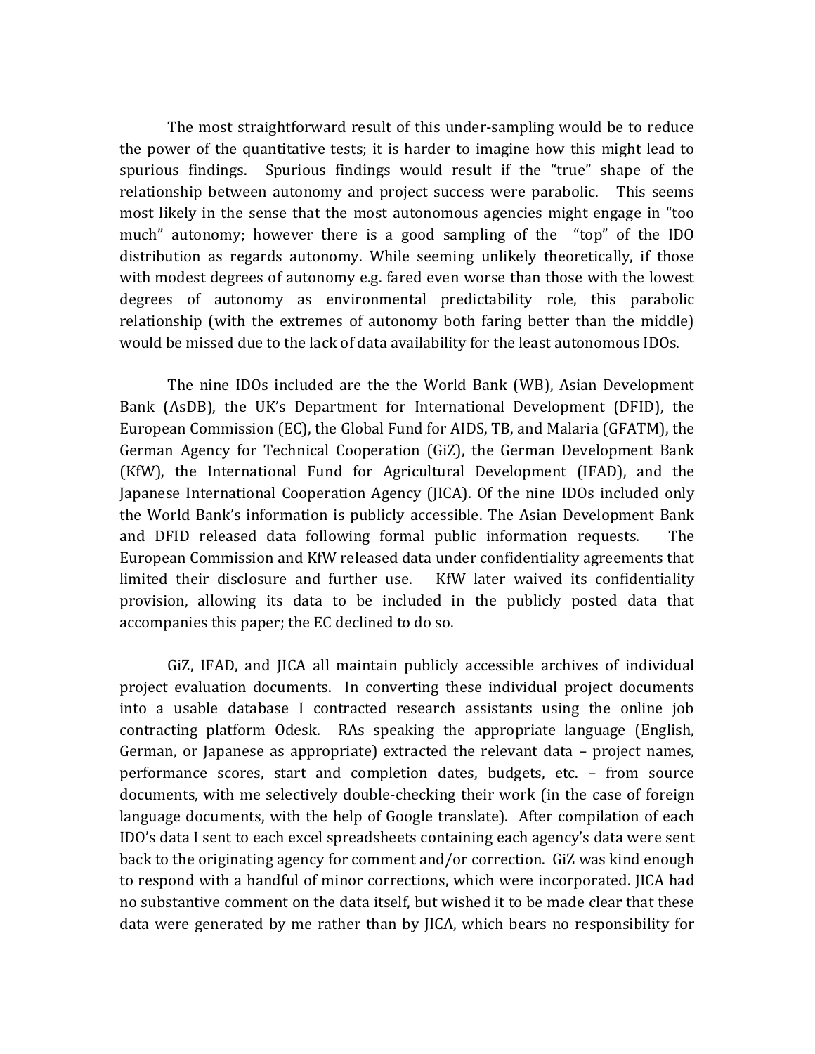The most straightforward result of this under-sampling would be to reduce the power of the quantitative tests; it is harder to imagine how this might lead to spurious findings. Spurious findings would result if the "true" shape of the relationship between autonomy and project success were parabolic. This seems most likely in the sense that the most autonomous agencies might engage in "too much" autonomy; however there is a good sampling of the "top" of the IDO distribution as regards autonomy. While seeming unlikely theoretically, if those with modest degrees of autonomy e.g. fared even worse than those with the lowest degrees of autonomy as environmental predictability role, this parabolic relationship (with the extremes of autonomy both faring better than the middle) would be missed due to the lack of data availability for the least autonomous IDOs.

The nine IDOs included are the the World Bank (WB), Asian Development Bank (AsDB), the UK's Department for International Development (DFID), the European Commission (EC), the Global Fund for AIDS, TB, and Malaria (GFATM), the German Agency for Technical Cooperation (GiZ), the German Development Bank (KfW), the International Fund for Agricultural Development (IFAD), and the Japanese International Cooperation Agency (JICA). Of the nine IDOs included only the World Bank's information is publicly accessible. The Asian Development Bank and DFID released data following formal public information requests. The European Commission and KfW released data under confidentiality agreements that limited their disclosure and further use. KfW later waived its confidentiality provision, allowing its data to be included in the publicly posted data that accompanies this paper; the EC declined to do so.

GiZ, IFAD, and JICA all maintain publicly accessible archives of individual project evaluation documents. In converting these individual project documents into a usable database I contracted research assistants using the online job contracting platform Odesk. RAs speaking the appropriate language (English, German, or Japanese as appropriate) extracted the relevant data – project names, performance scores, start and completion dates, budgets, etc. – from source documents, with me selectively double-checking their work (in the case of foreign language documents, with the help of Google translate). After compilation of each IDO's data I sent to each excel spreadsheets containing each agency's data were sent back to the originating agency for comment and/or correction. GiZ was kind enough to respond with a handful of minor corrections, which were incorporated. JICA had no substantive comment on the data itself, but wished it to be made clear that these data were generated by me rather than by JICA, which bears no responsibility for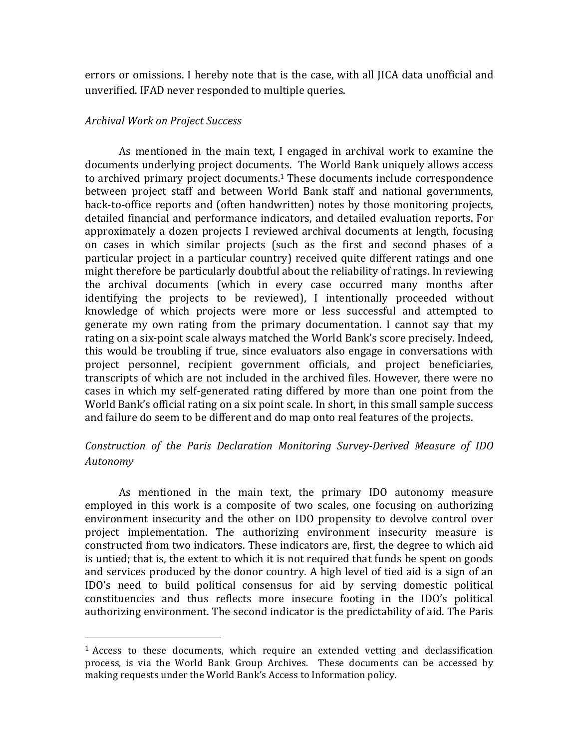errors or omissions. I hereby note that is the case, with all JICA data unofficial and unverified. IFAD never responded to multiple queries.

*Archival Work on Project Success*

As mentioned in the main text, I engaged in archival work to examine the documents underlying project documents. The World Bank uniquely allows access to archived primary project documents.[1] These documents include correspondence between project staff and between World Bank staff and national governments, back-to-office reports and (often handwritten) notes by those monitoring projects, detailed financial and performance indicators, and detailed evaluation reports. For approximately a dozen projects I reviewed archival documents at length, focusing on cases in which similar projects (such as the first and second phases of a particular project in a particular country) received quite different ratings and one might therefore be particularly doubtful about the reliability of ratings. In reviewing the archival documents (which in every case occurred many months after identifying the projects to be reviewed), I intentionally proceeded without knowledge of which projects were more or less successful and attempted to generate my own rating from the primary documentation. I cannot say that my rating on a six-point scale always matched the World Bank's score precisely. Indeed, this would be troubling if true, since evaluators also engage in conversations with project personnel, recipient government officials, and project beneficiaries, transcripts of which are not included in the archived files. However, there were no cases in which my self-generated rating differed by more than one point from the World Bank's official rating on a six point scale. In short, in this small sample success and failure do seem to be different and do map onto real features of the projects.

*Construction of the Paris Declaration Monitoring Survey-Derived Measure of IDO Autonomy*

As mentioned in the main text, the primary IDO autonomy measure employed in this work is a composite of two scales, one focusing on authorizing environment insecurity and the other on IDO propensity to devolve control over project implementation. The authorizing environment insecurity measure is constructed from two indicators. These indicators are, first, the degree to which aid is untied; that is, the extent to which it is not required that funds be spent on goods and services produced by the donor country. A high level of tied aid is a sign of an IDO's need to build political consensus for aid by serving domestic political constituencies and thus reflects more insecure footing in the IDO's political authorizing environment. The second indicator is the predictability of aid. The Paris

---

[1] Access to these documents, which require an extended vetting and declassification process, is via the World Bank Group Archives. These documents can be accessed by making requests under the World Bank's Access to Information policy.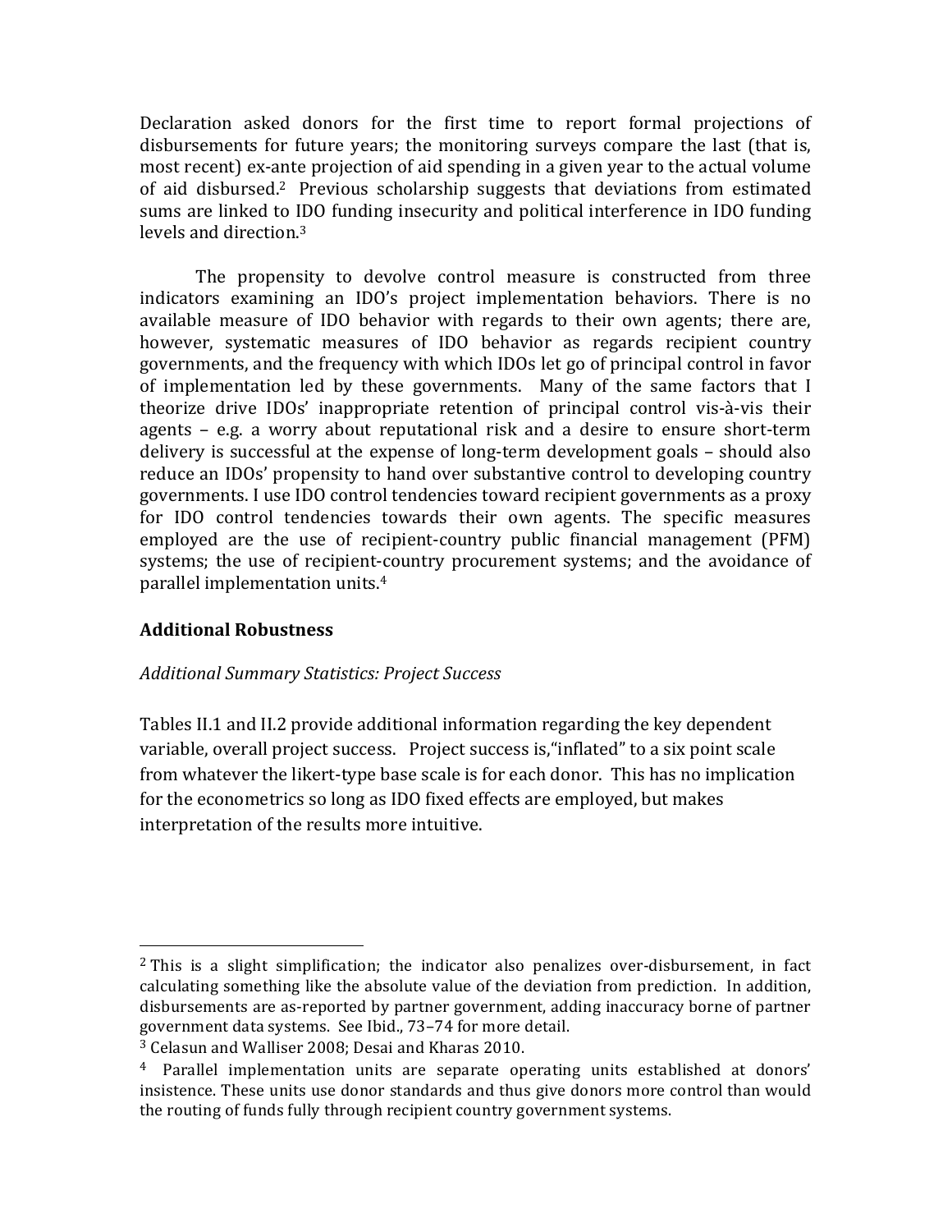Declaration asked donors for the first time to report formal projections of disbursements for future years; the monitoring surveys compare the last (that is, most recent) ex-ante projection of aid spending in a given year to the actual volume of aid disbursed.[2] Previous scholarship suggests that deviations from estimated sums are linked to IDO funding insecurity and political interference in IDO funding levels and direction.[3]

The propensity to devolve control measure is constructed from three indicators examining an IDO's project implementation behaviors. There is no available measure of IDO behavior with regards to their own agents; there are, however, systematic measures of IDO behavior as regards recipient country governments, and the frequency with which IDOs let go of principal control in favor of implementation led by these governments. Many of the same factors that I theorize drive IDOs' inappropriate retention of principal control vis-à-vis their agents – e.g. a worry about reputational risk and a desire to ensure short-term delivery is successful at the expense of long-term development goals – should also reduce an IDOs' propensity to hand over substantive control to developing country governments. I use IDO control tendencies toward recipient governments as a proxy for IDO control tendencies towards their own agents. The specific measures employed are the use of recipient-country public financial management (PFM) systems; the use of recipient-country procurement systems; and the avoidance of parallel implementation units.[4]

**Additional Robustness**

*Additional Summary Statistics: Project Success*

Tables II.1 and II.2 provide additional information regarding the key dependent variable, overall project success. Project success is,"inflated" to a six point scale from whatever the likert-type base scale is for each donor. This has no implication for the econometrics so long as IDO fixed effects are employed, but makes interpretation of the results more intuitive.

---

[2] This is a slight simplification; the indicator also penalizes over-disbursement, in fact calculating something like the absolute value of the deviation from prediction. In addition, disbursements are as-reported by partner government, adding inaccuracy borne of partner government data systems. See Ibid., 73–74 for more detail.

[3] Celasun and Walliser 2008; Desai and Kharas 2010.

[4] Parallel implementation units are separate operating units established at donors' insistence. These units use donor standards and thus give donors more control than would the routing of funds fully through recipient country government systems.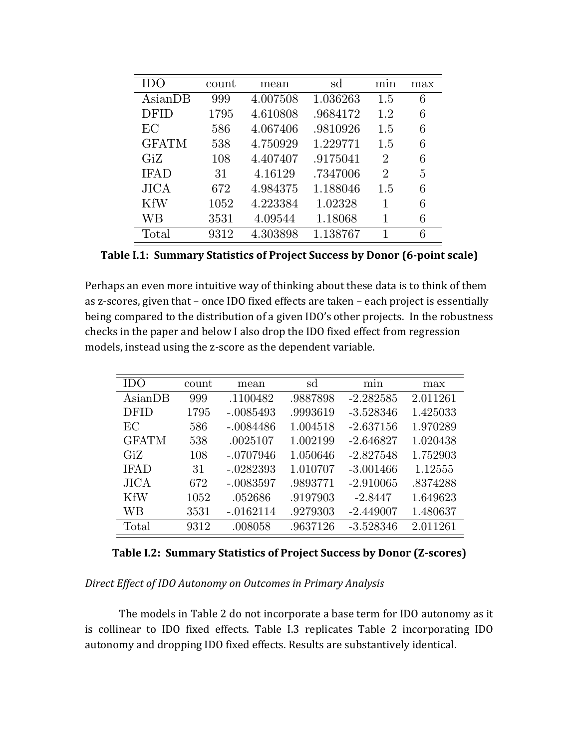| IDO | count | mean | sd | min | max |
|---|---|---|---|---|---|
| AsianDB | 999 | 4.007508 | 1.036263 | 1.5 | 6 |
| DFID | 1795 | 4.610808 | .9684172 | 1.2 | 6 |
| EC | 586 | 4.067406 | .9810926 | 1.5 | 6 |
| GFATM | 538 | 4.750929 | 1.229771 | 1.5 | 6 |
| GiZ | 108 | 4.407407 | .9175041 | 2 | 6 |
| IFAD | 31 | 4.16129 | .7347006 | 2 | 5 |
| JICA | 672 | 4.984375 | 1.188046 | 1.5 | 6 |
| KfW | 1052 | 4.223384 | 1.02328 | 1 | 6 |
| WB | 3531 | 4.09544 | 1.18068 | 1 | 6 |
| Total | 9312 | 4.303898 | 1.138767 | 1 | 6 |

**Table I.1: Summary Statistics of Project Success by Donor (6-point scale)**

Perhaps an even more intuitive way of thinking about these data is to think of them as z-scores, given that – once IDO fixed effects are taken – each project is essentially being compared to the distribution of a given IDO's other projects. In the robustness checks in the paper and below I also drop the IDO fixed effect from regression models, instead using the z-score as the dependent variable.

| IDO | count | mean | sd | min | max |
|---|---|---|---|---|---|
| AsianDB | 999 | .1100482 | .9887898 | -2.282585 | 2.011261 |
| DFID | 1795 | -.0085493 | .9993619 | -3.528346 | 1.425033 |
| EC | 586 | -.0084486 | 1.004518 | -2.637156 | 1.970289 |
| GFATM | 538 | .0025107 | 1.002199 | -2.646827 | 1.020438 |
| GiZ | 108 | -.0707946 | 1.050646 | -2.827548 | 1.752903 |
| IFAD | 31 | -.0282393 | 1.010707 | -3.001466 | 1.12555 |
| JICA | 672 | -.0083597 | .9893771 | -2.910065 | .8374288 |
| KfW | 1052 | .052686 | .9197903 | -2.8447 | 1.649623 |
| WB | 3531 | -.0162114 | .9279303 | -2.449007 | 1.480637 |
| Total | 9312 | .008058 | .9637126 | -3.528346 | 2.011261 |

**Table I.2: Summary Statistics of Project Success by Donor (Z-scores)**

*Direct Effect of IDO Autonomy on Outcomes in Primary Analysis*

The models in Table 2 do not incorporate a base term for IDO autonomy as it is collinear to IDO fixed effects. Table I.3 replicates Table 2 incorporating IDO autonomy and dropping IDO fixed effects. Results are substantively identical.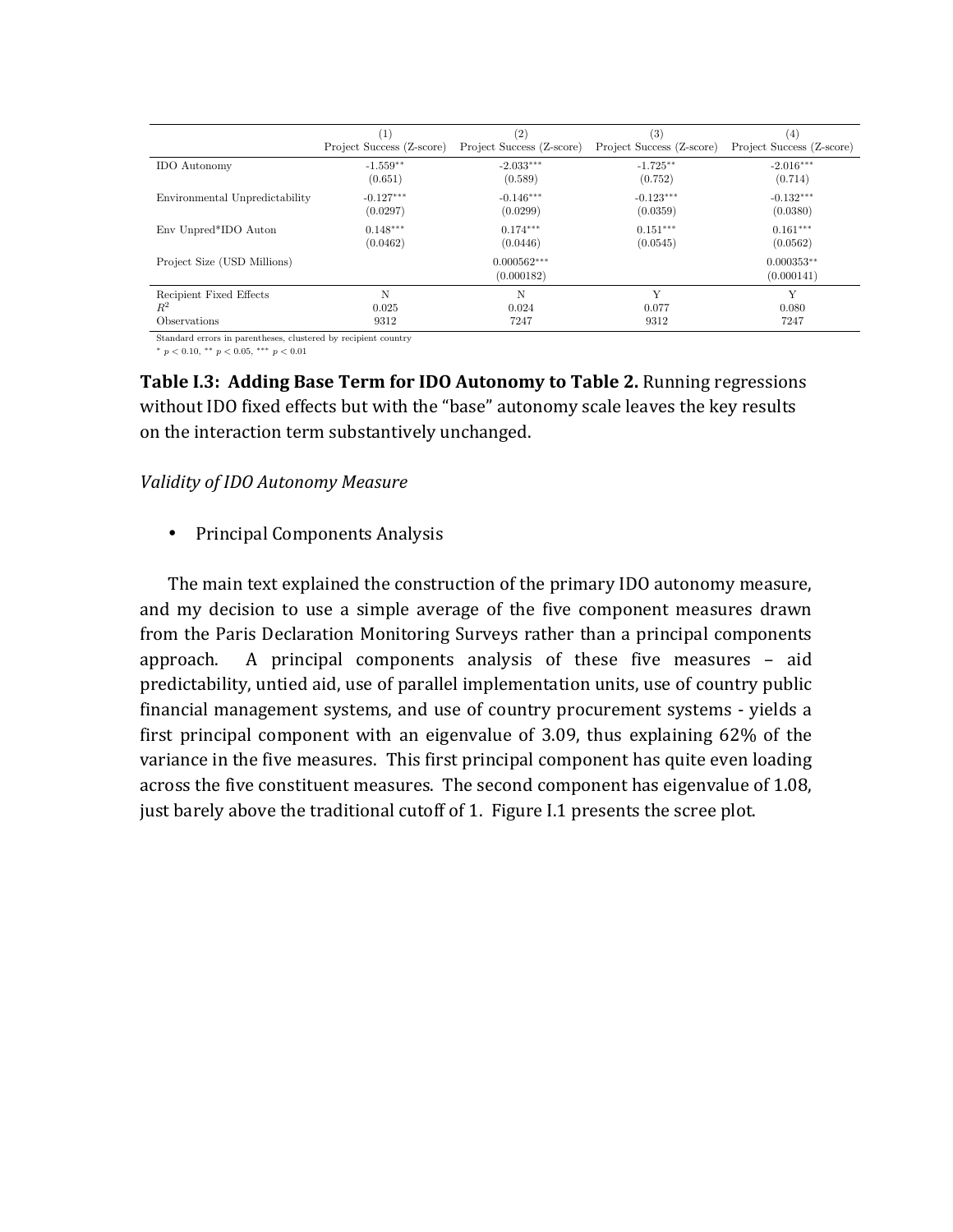| | (1) Project Success (Z-score) | (2) Project Success (Z-score) | (3) Project Success (Z-score) | (4) Project Success (Z-score) |
|---|---|---|---|---|
| IDO Autonomy | -1.559** | -2.033*** | -1.725** | -2.016*** |
| | (0.651) | (0.589) | (0.752) | (0.714) |
| Environmental Unpredictability | -0.127*** | -0.146*** | -0.123*** | -0.132*** |
| | (0.0297) | (0.0299) | (0.0359) | (0.0380) |
| Env Unpred*IDO Auton | 0.148*** | 0.174*** | 0.151*** | 0.161*** |
| | (0.0462) | (0.0446) | (0.0545) | (0.0562) |
| Project Size (USD Millions) | | 0.000562*** | | 0.000353** |
| | | (0.000182) | | (0.000141) |
| Recipient Fixed Effects | N | N | Y | Y |
| $R^2$ | 0.025 | 0.024 | 0.077 | 0.080 |
| Observations | 9312 | 7247 | 9312 | 7247 |

Standard errors in parentheses, clustered by recipient country

* $p < 0.10$, ** $p < 0.05$, *** $p < 0.01$

**Table I.3: Adding Base Term for IDO Autonomy to Table 2.** Running regressions without IDO fixed effects but with the "base" autonomy scale leaves the key results on the interaction term substantively unchanged.

*Validity of IDO Autonomy Measure*

- Principal Components Analysis

The main text explained the construction of the primary IDO autonomy measure, and my decision to use a simple average of the five component measures drawn from the Paris Declaration Monitoring Surveys rather than a principal components approach. A principal components analysis of these five measures – aid predictability, untied aid, use of parallel implementation units, use of country public financial management systems, and use of country procurement systems - yields a first principal component with an eigenvalue of 3.09, thus explaining 62% of the variance in the five measures. This first principal component has quite even loading across the five constituent measures. The second component has eigenvalue of 1.08, just barely above the traditional cutoff of 1. Figure I.1 presents the scree plot.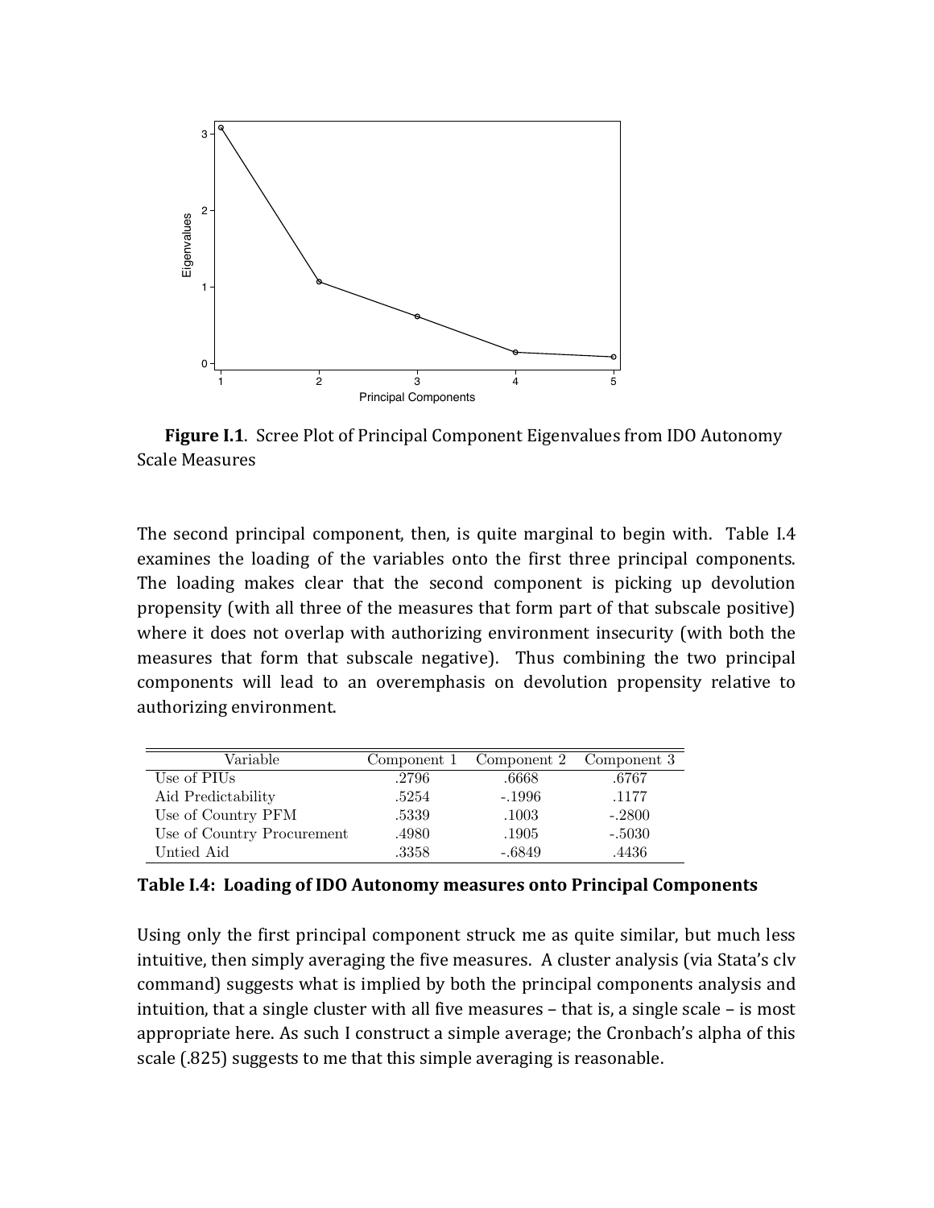**Figure I.1**. Scree Plot of Principal Component Eigenvalues from IDO Autonomy Scale Measures

The second principal component, then, is quite marginal to begin with. Table I.4 examines the loading of the variables onto the first three principal components. The loading makes clear that the second component is picking up devolution propensity (with all three of the measures that form part of that subscale positive) where it does not overlap with authorizing environment insecurity (with both the measures that form that subscale negative). Thus combining the two principal components will lead to an overemphasis on devolution propensity relative to authorizing environment.

| Variable | Component 1 | Component 2 | Component 3 |
|---|---|---|---|
| Use of PIUs | .2796 | .6668 | .6767 |
| Aid Predictability | .5254 | -.1996 | .1177 |
| Use of Country PFM | .5339 | .1003 | -.2800 |
| Use of Country Procurement | .4980 | .1905 | -.5030 |
| Untied Aid | .3358 | -.6849 | .4436 |

**Table I.4: Loading of IDO Autonomy measures onto Principal Components**

Using only the first principal component struck me as quite similar, but much less intuitive, then simply averaging the five measures. A cluster analysis (via Stata's clv command) suggests what is implied by both the principal components analysis and intuition, that a single cluster with all five measures – that is, a single scale – is most appropriate here. As such I construct a simple average; the Cronbach's alpha of this scale (.825) suggests to me that this simple averaging is reasonable.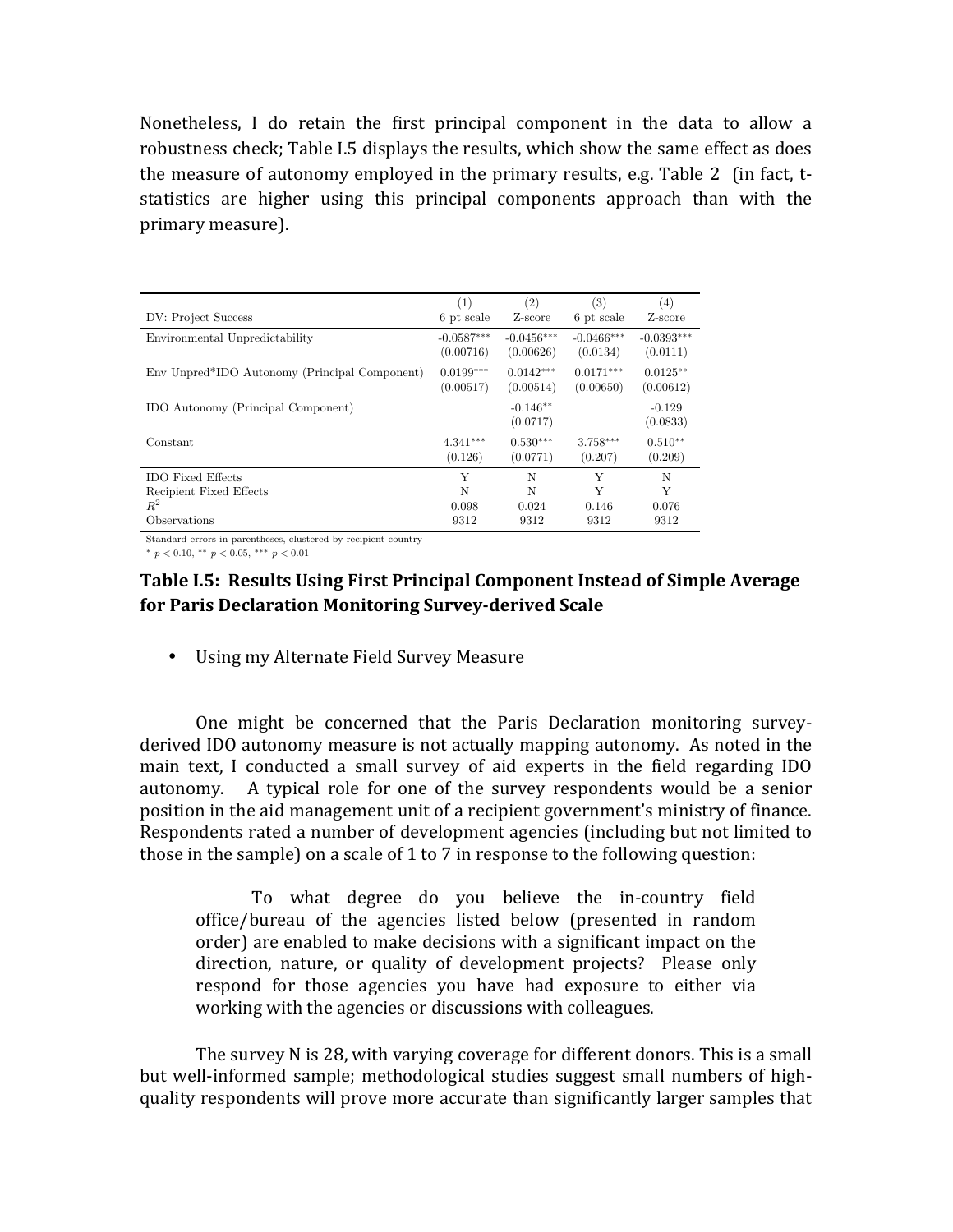Nonetheless, I do retain the first principal component in the data to allow a robustness check; Table I.5 displays the results, which show the same effect as does the measure of autonomy employed in the primary results, e.g. Table 2 (in fact, t-statistics are higher using this principal components approach than with the primary measure).

| DV: Project Success | (1)<br>6 pt scale | (2)<br>Z-score | (3)<br>6 pt scale | (4)<br>Z-score |
|---|---|---|---|---|
| Environmental Unpredictability | -0.0587***<br>(0.00716) | -0.0456***<br>(0.00626) | -0.0466***<br>(0.0134) | -0.0393***<br>(0.0111) |
| Env Unpred*IDO Autonomy (Principal Component) | 0.0199***<br>(0.00517) | 0.0142***<br>(0.00514) | 0.0171***<br>(0.00650) | 0.0125**<br>(0.00612) |
| IDO Autonomy (Principal Component) | | -0.146**<br>(0.0717) | | -0.129<br>(0.0833) |
| Constant | 4.341***<br>(0.126) | 0.530***<br>(0.0771) | 3.758***<br>(0.207) | 0.510**<br>(0.209) |
| IDO Fixed Effects | Y | N | Y | N |
| Recipient Fixed Effects | N | N | Y | Y |
| $R^2$ | 0.098 | 0.024 | 0.146 | 0.076 |
| Observations | 9312 | 9312 | 9312 | 9312 |

Standard errors in parentheses, clustered by recipient country

\* $p < 0.10$, ** $p < 0.05$, *** $p < 0.01$

**Table I.5: Results Using First Principal Component Instead of Simple Average for Paris Declaration Monitoring Survey-derived Scale**

- Using my Alternate Field Survey Measure

One might be concerned that the Paris Declaration monitoring survey-derived IDO autonomy measure is not actually mapping autonomy. As noted in the main text, I conducted a small survey of aid experts in the field regarding IDO autonomy. A typical role for one of the survey respondents would be a senior position in the aid management unit of a recipient government's ministry of finance. Respondents rated a number of development agencies (including but not limited to those in the sample) on a scale of 1 to 7 in response to the following question:

> To what degree do you believe the in-country field office/bureau of the agencies listed below (presented in random order) are enabled to make decisions with a significant impact on the direction, nature, or quality of development projects? Please only respond for those agencies you have had exposure to either via working with the agencies or discussions with colleagues.

The survey N is 28, with varying coverage for different donors. This is a small but well-informed sample; methodological studies suggest small numbers of high-quality respondents will prove more accurate than significantly larger samples that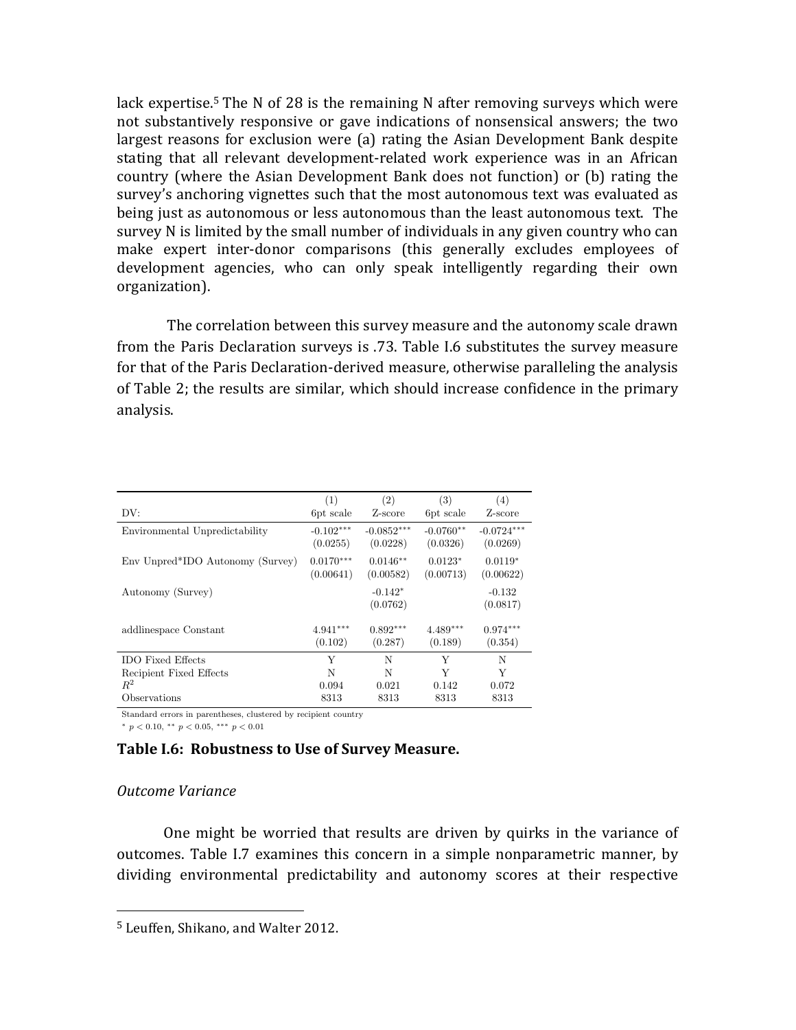lack expertise.[5] The N of 28 is the remaining N after removing surveys which were not substantively responsive or gave indications of nonsensical answers; the two largest reasons for exclusion were (a) rating the Asian Development Bank despite stating that all relevant development-related work experience was in an African country (where the Asian Development Bank does not function) or (b) rating the survey's anchoring vignettes such that the most autonomous text was evaluated as being just as autonomous or less autonomous than the least autonomous text. The survey N is limited by the small number of individuals in any given country who can make expert inter-donor comparisons (this generally excludes employees of development agencies, who can only speak intelligently regarding their own organization).

The correlation between this survey measure and the autonomy scale drawn from the Paris Declaration surveys is .73. Table I.6 substitutes the survey measure for that of the Paris Declaration-derived measure, otherwise paralleling the analysis of Table 2; the results are similar, which should increase confidence in the primary analysis.

| DV: | (1) 6pt scale | (2) Z-score | (3) 6pt scale | (4) Z-score |
|---|---|---|---|---|
| Environmental Unpredictability | -0.102*** | -0.0852*** | -0.0760** | -0.0724*** |
| | (0.0255) | (0.0228) | (0.0326) | (0.0269) |
| Env Unpred*IDO Autonomy (Survey) | 0.0170*** | 0.0146** | 0.0123* | 0.0119* |
| | (0.00641) | (0.00582) | (0.00713) | (0.00622) |
| Autonomy (Survey) | | -0.142* | | -0.132 |
| | | (0.0762) | | (0.0817) |
| addlinespace Constant | 4.941*** | 0.892*** | 4.489*** | 0.974*** |
| | (0.102) | (0.287) | (0.189) | (0.354) |
| IDO Fixed Effects | Y | N | Y | N |
| Recipient Fixed Effects | N | N | Y | Y |
| $R^2$ | 0.094 | 0.021 | 0.142 | 0.072 |
| Observations | 8313 | 8313 | 8313 | 8313 |

Standard errors in parentheses, clustered by recipient country

* $p < 0.10$, ** $p < 0.05$, *** $p < 0.01$

**Table I.6: Robustness to Use of Survey Measure.**

*Outcome Variance*

One might be worried that results are driven by quirks in the variance of outcomes. Table I.7 examines this concern in a simple nonparametric manner, by dividing environmental predictability and autonomy scores at their respective

[5] Leuffen, Shikano, and Walter 2012.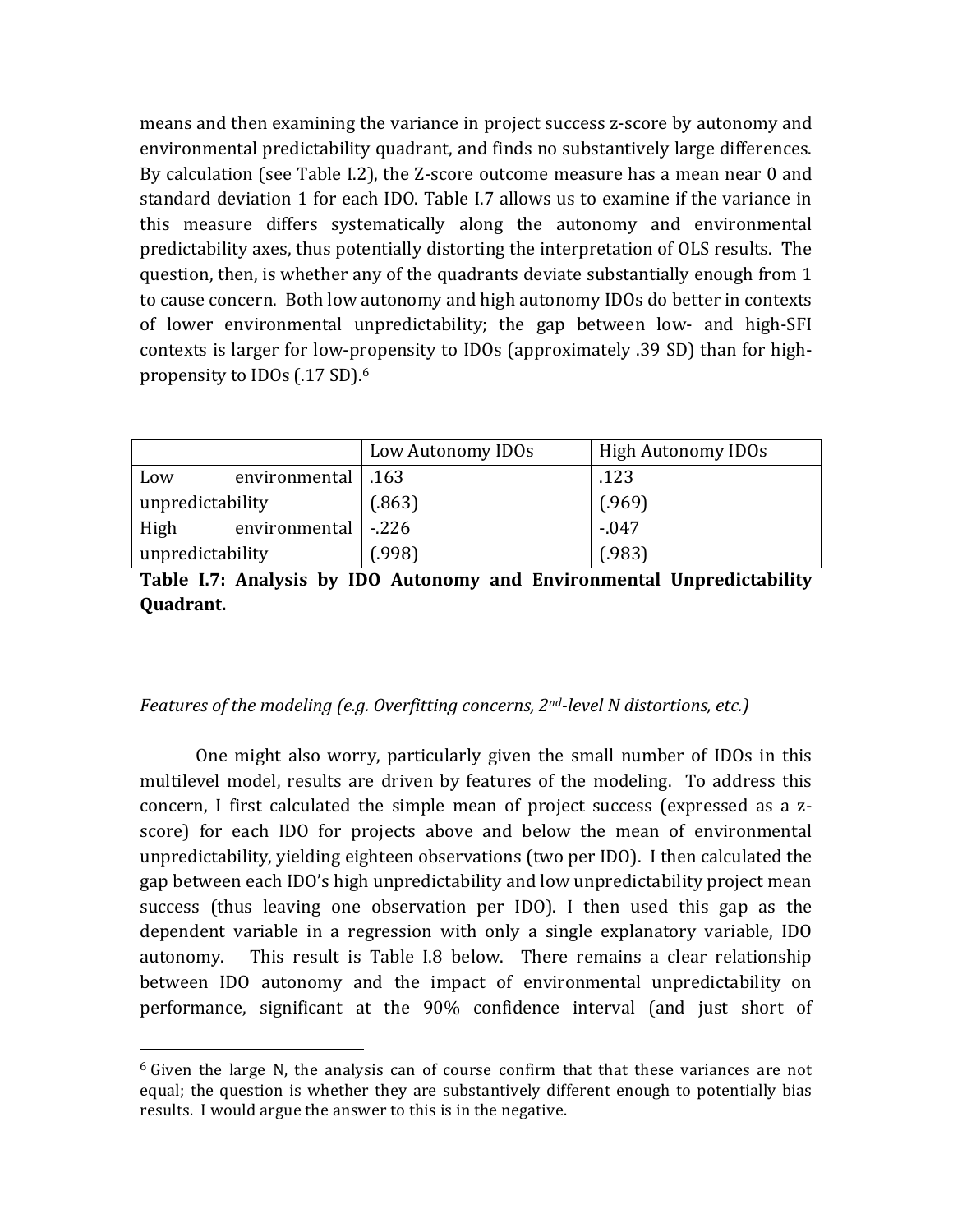means and then examining the variance in project success z-score by autonomy and environmental predictability quadrant, and finds no substantively large differences. By calculation (see Table I.2), the Z-score outcome measure has a mean near 0 and standard deviation 1 for each IDO. Table I.7 allows us to examine if the variance in this measure differs systematically along the autonomy and environmental predictability axes, thus potentially distorting the interpretation of OLS results. The question, then, is whether any of the quadrants deviate substantially enough from 1 to cause concern. Both low autonomy and high autonomy IDOs do better in contexts of lower environmental unpredictability; the gap between low- and high-SFI contexts is larger for low-propensity to IDOs (approximately .39 SD) than for high-propensity to IDOs (.17 SD).[6]

| | Low Autonomy IDOs | High Autonomy IDOs |
|---|---|---|
| Low environmental unpredictability | .163 (.863) | .123 (.969) |
| High environmental unpredictability | -.226 (.998) | -.047 (.983) |

**Table I.7: Analysis by IDO Autonomy and Environmental Unpredictability Quadrant.**

*Features of the modeling (e.g. Overfitting concerns, 2nd-level N distortions, etc.)*

One might also worry, particularly given the small number of IDOs in this multilevel model, results are driven by features of the modeling. To address this concern, I first calculated the simple mean of project success (expressed as a z-score) for each IDO for projects above and below the mean of environmental unpredictability, yielding eighteen observations (two per IDO). I then calculated the gap between each IDO's high unpredictability and low unpredictability project mean success (thus leaving one observation per IDO). I then used this gap as the dependent variable in a regression with only a single explanatory variable, IDO autonomy. This result is Table I.8 below. There remains a clear relationship between IDO autonomy and the impact of environmental unpredictability on performance, significant at the 90% confidence interval (and just short of

[6] Given the large N, the analysis can of course confirm that that these variances are not equal; the question is whether they are substantively different enough to potentially bias results. I would argue the answer to this is in the negative.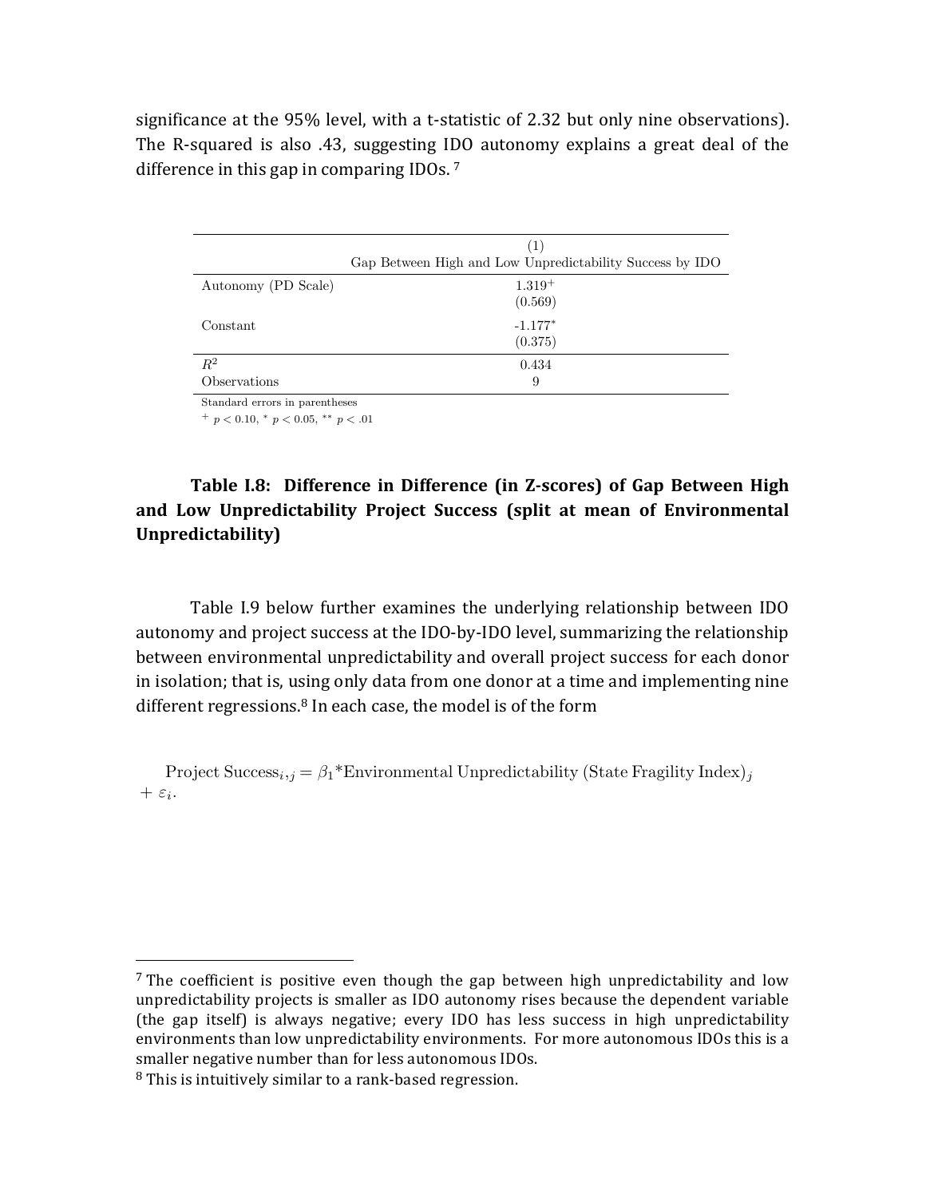significance at the 95% level, with a t-statistic of 2.32 but only nine observations). The R-squared is also .43, suggesting IDO autonomy explains a great deal of the difference in this gap in comparing IDOs. [7]

| | (1) |
|---|---|
| | Gap Between High and Low Unpredictability Success by IDO |
| Autonomy (PD Scale) | $1.319^{+}$ |
| | (0.569) |
| Constant | $-1.177^{*}$ |
| | (0.375) |
| $R^2$ | 0.434 |
| Observations | 9 |

Standard errors in parentheses

$^{+}$ $p < 0.10$, $^{*}$ $p < 0.05$, $^{**}$ $p < .01$

**Table I.8: Difference in Difference (in Z-scores) of Gap Between High and Low Unpredictability Project Success (split at mean of Environmental Unpredictability)**

Table I.9 below further examines the underlying relationship between IDO autonomy and project success at the IDO-by-IDO level, summarizing the relationship between environmental unpredictability and overall project success for each donor in isolation; that is, using only data from one donor at a time and implementing nine different regressions.[8] In each case, the model is of the form

$$\text{Project Success}_{i,j} = \beta_1 * \text{Environmental Unpredictability (State Fragility Index)}_j + \varepsilon_i.$$

[7] The coefficient is positive even though the gap between high unpredictability and low unpredictability projects is smaller as IDO autonomy rises because the dependent variable (the gap itself) is always negative; every IDO has less success in high unpredictability environments than low unpredictability environments. For more autonomous IDOs this is a smaller negative number than for less autonomous IDOs.

[8] This is intuitively similar to a rank-based regression.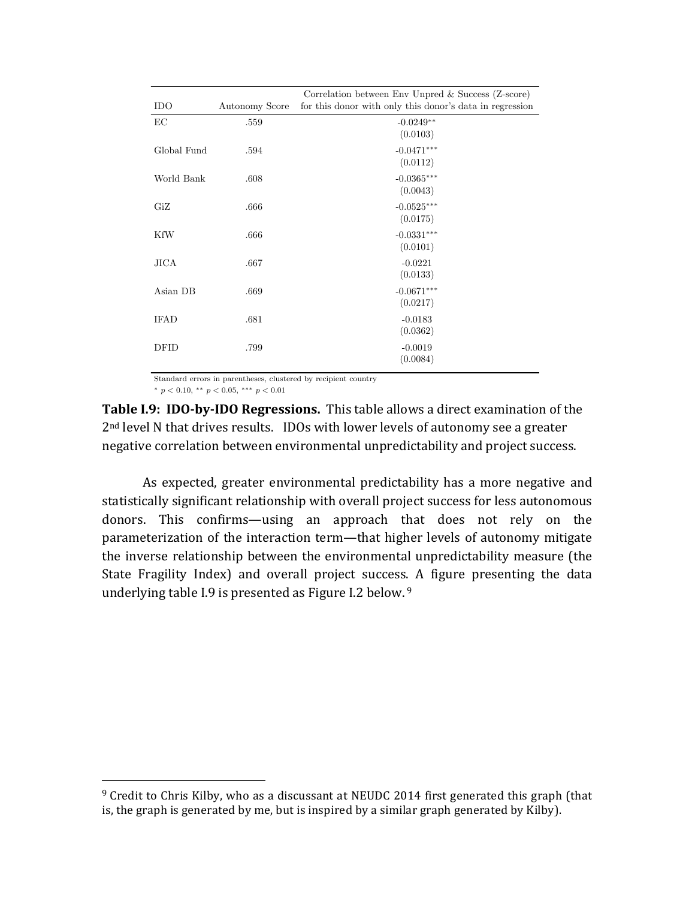| IDO | Autonomy Score | Correlation between Env Unpred & Success (Z-score) for this donor with only this donor's data in regression |
|---|---|---|
| EC | .559 | -0.0249** (0.0103) |
| Global Fund | .594 | -0.0471*** (0.0112) |
| World Bank | .608 | -0.0365*** (0.0043) |
| GiZ | .666 | -0.0525*** (0.0175) |
| KfW | .666 | -0.0331*** (0.0101) |
| JICA | .667 | -0.0221 (0.0133) |
| Asian DB | .669 | -0.0671*** (0.0217) |
| IFAD | .681 | -0.0183 (0.0362) |
| DFID | .799 | -0.0019 (0.0084) |

Standard errors in parentheses, clustered by recipient country

* $p < 0.10$, ** $p < 0.05$, *** $p < 0.01$

**Table I.9: IDO-by-IDO Regressions.** This table allows a direct examination of the 2nd level N that drives results. IDOs with lower levels of autonomy see a greater negative correlation between environmental unpredictability and project success.

As expected, greater environmental predictability has a more negative and statistically significant relationship with overall project success for less autonomous donors. This confirms—using an approach that does not rely on the parameterization of the interaction term—that higher levels of autonomy mitigate the inverse relationship between the environmental unpredictability measure (the State Fragility Index) and overall project success. A figure presenting the data underlying table I.9 is presented as Figure I.2 below. [9]

[9] Credit to Chris Kilby, who as a discussant at NEUDC 2014 first generated this graph (that is, the graph is generated by me, but is inspired by a similar graph generated by Kilby).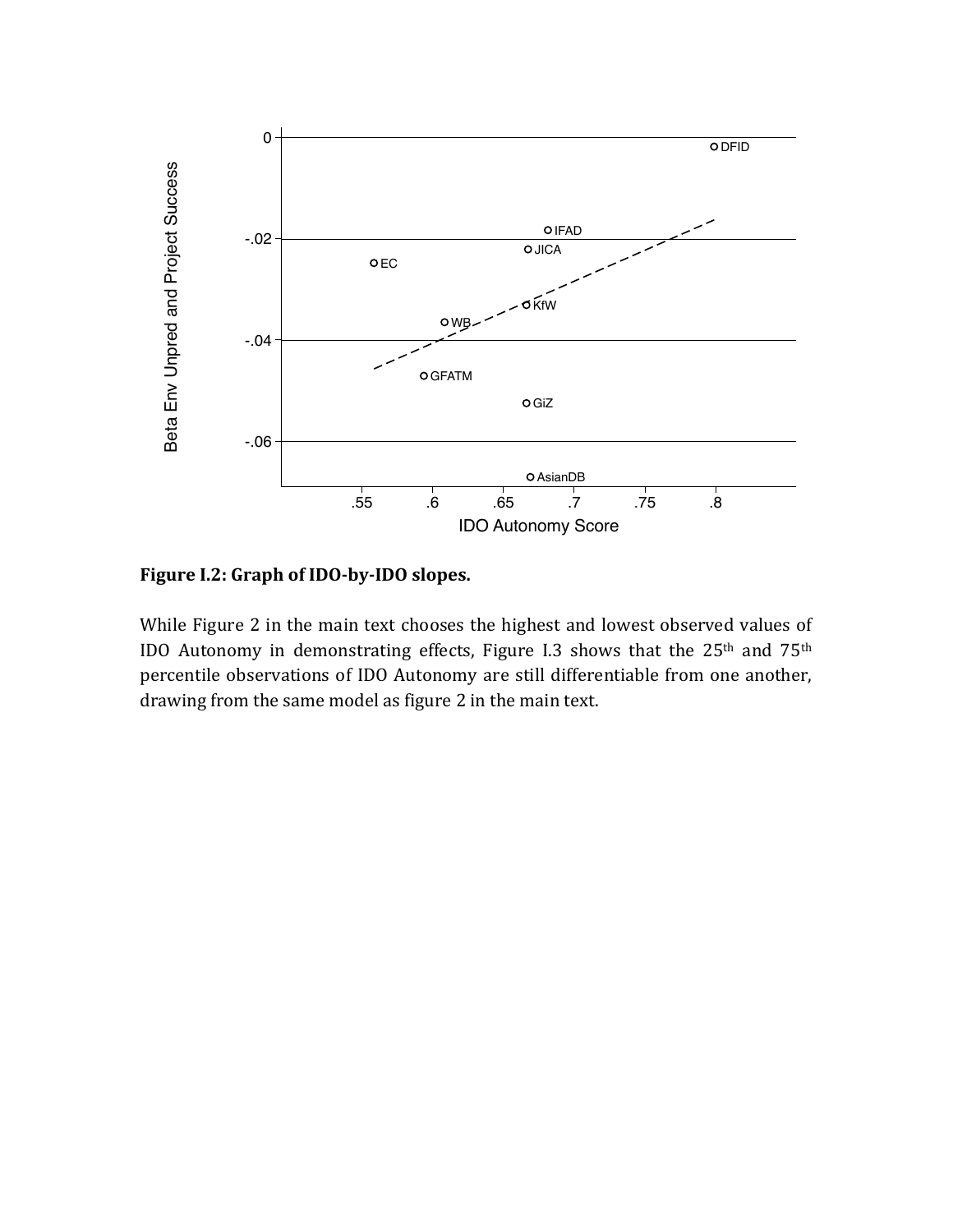**Figure I.2: Graph of IDO-by-IDO slopes.**

While Figure 2 in the main text chooses the highest and lowest observed values of IDO Autonomy in demonstrating effects, Figure I.3 shows that the 25th and 75th percentile observations of IDO Autonomy are still differentiable from one another, drawing from the same model as figure 2 in the main text.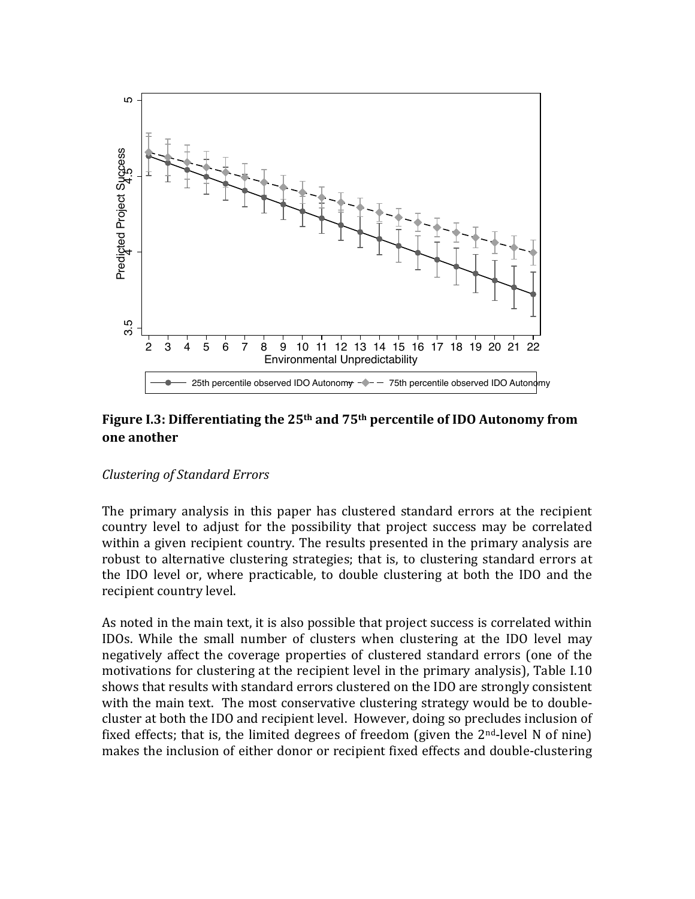**Figure I.3: Differentiating the 25th and 75th percentile of IDO Autonomy from one another**

*Clustering of Standard Errors*

The primary analysis in this paper has clustered standard errors at the recipient country level to adjust for the possibility that project success may be correlated within a given recipient country. The results presented in the primary analysis are robust to alternative clustering strategies; that is, to clustering standard errors at the IDO level or, where practicable, to double clustering at both the IDO and the recipient country level.

As noted in the main text, it is also possible that project success is correlated within IDOs. While the small number of clusters when clustering at the IDO level may negatively affect the coverage properties of clustered standard errors (one of the motivations for clustering at the recipient level in the primary analysis), Table I.10 shows that results with standard errors clustered on the IDO are strongly consistent with the main text. The most conservative clustering strategy would be to double-cluster at both the IDO and recipient level. However, doing so precludes inclusion of fixed effects; that is, the limited degrees of freedom (given the 2nd-level N of nine) makes the inclusion of either donor or recipient fixed effects and double-clustering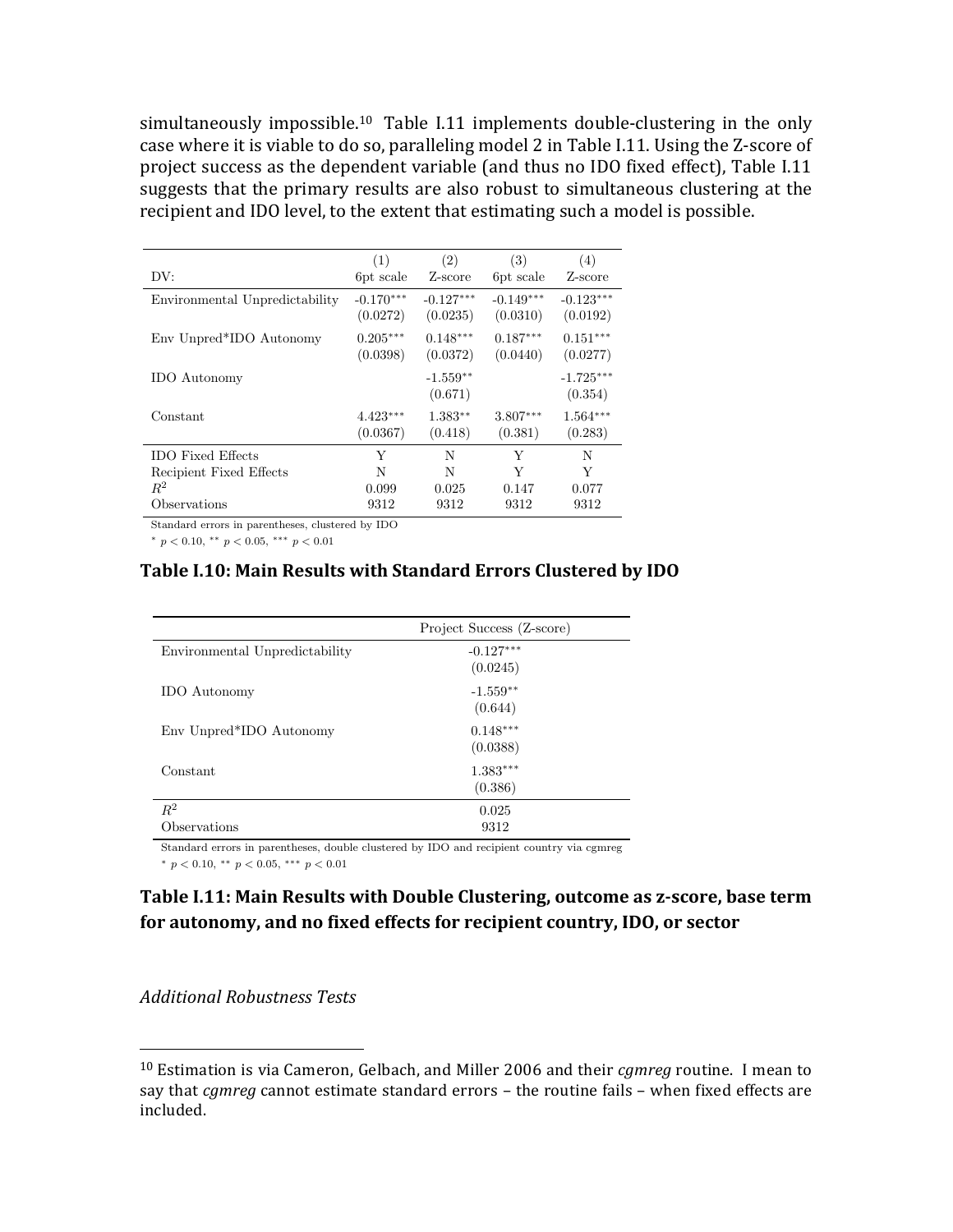simultaneously impossible.[10] Table I.11 implements double-clustering in the only case where it is viable to do so, paralleling model 2 in Table I.11. Using the Z-score of project success as the dependent variable (and thus no IDO fixed effect), Table I.11 suggests that the primary results are also robust to simultaneous clustering at the recipient and IDO level, to the extent that estimating such a model is possible.

| DV: | (1) 6pt scale | (2) Z-score | (3) 6pt scale | (4) Z-score |
|---|---|---|---|---|
| Environmental Unpredictability | -0.170*** | -0.127*** | -0.149*** | -0.123*** |
| | (0.0272) | (0.0235) | (0.0310) | (0.0192) |
| Env Unpred*IDO Autonomy | 0.205*** | 0.148*** | 0.187*** | 0.151*** |
| | (0.0398) | (0.0372) | (0.0440) | (0.0277) |
| IDO Autonomy | | -1.559** | | -1.725*** |
| | | (0.671) | | (0.354) |
| Constant | 4.423*** | 1.383** | 3.807*** | 1.564*** |
| | (0.0367) | (0.418) | (0.381) | (0.283) |
| IDO Fixed Effects | Y | N | Y | N |
| Recipient Fixed Effects | N | N | Y | Y |
| $R^2$ | 0.099 | 0.025 | 0.147 | 0.077 |
| Observations | 9312 | 9312 | 9312 | 9312 |

Standard errors in parentheses, clustered by IDO

$^{*}$ $p < 0.10$, $^{**}$ $p < 0.05$, $^{***}$ $p < 0.01$

**Table I.10: Main Results with Standard Errors Clustered by IDO**

| | Project Success (Z-score) |
|---|---|
| Environmental Unpredictability | -0.127*** |
| | (0.0245) |
| IDO Autonomy | -1.559** |
| | (0.644) |
| Env Unpred*IDO Autonomy | 0.148*** |
| | (0.0388) |
| Constant | 1.383*** |
| | (0.386) |
| $R^2$ | 0.025 |
| Observations | 9312 |

Standard errors in parentheses, double clustered by IDO and recipient country via cgmreg

$^{*}$ $p < 0.10$, $^{**}$ $p < 0.05$, $^{***}$ $p < 0.01$

**Table I.11: Main Results with Double Clustering, outcome as z-score, base term for autonomy, and no fixed effects for recipient country, IDO, or sector**

*Additional Robustness Tests*

---

[10] Estimation is via Cameron, Gelbach, and Miller 2006 and their *cgmreg* routine. I mean to say that *cgmreg* cannot estimate standard errors – the routine fails – when fixed effects are included.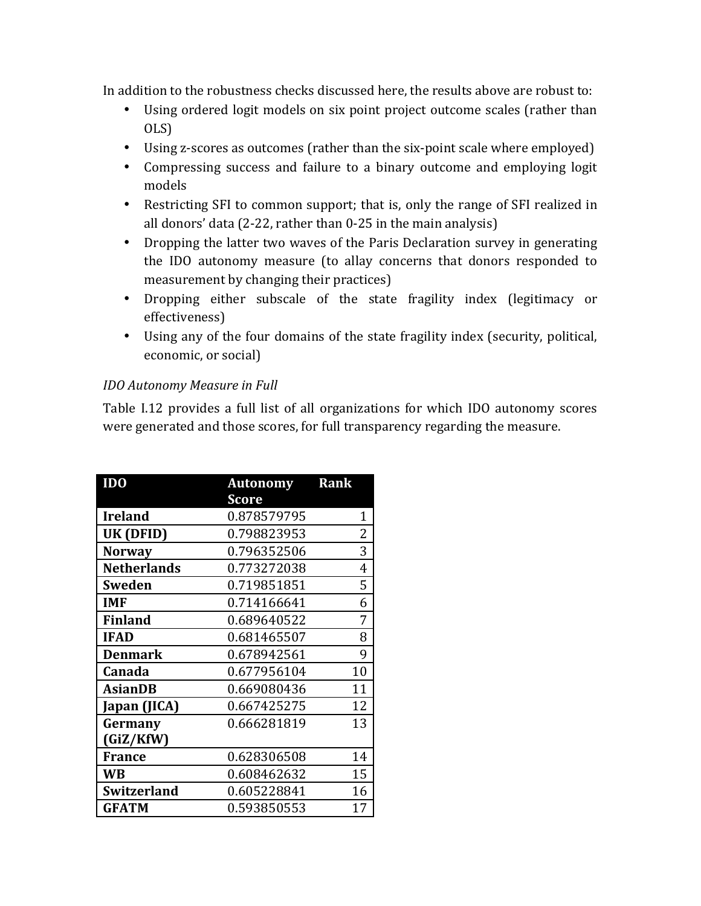In addition to the robustness checks discussed here, the results above are robust to:

- Using ordered logit models on six point project outcome scales (rather than OLS)
- Using z-scores as outcomes (rather than the six-point scale where employed)
- Compressing success and failure to a binary outcome and employing logit models
- Restricting SFI to common support; that is, only the range of SFI realized in all donors' data (2-22, rather than 0-25 in the main analysis)
- Dropping the latter two waves of the Paris Declaration survey in generating the IDO autonomy measure (to allay concerns that donors responded to measurement by changing their practices)
- Dropping either subscale of the state fragility index (legitimacy or effectiveness)
- Using any of the four domains of the state fragility index (security, political, economic, or social)

*IDO Autonomy Measure in Full*

Table I.12 provides a full list of all organizations for which IDO autonomy scores were generated and those scores, for full transparency regarding the measure.

| IDO | Autonomy Score | Rank |
|---|---|---|
| **Ireland** | 0.878579795 | 1 |
| **UK (DFID)** | 0.798823953 | 2 |
| **Norway** | 0.796352506 | 3 |
| **Netherlands** | 0.773272038 | 4 |
| **Sweden** | 0.719851851 | 5 |
| **IMF** | 0.714166641 | 6 |
| **Finland** | 0.689640522 | 7 |
| **IFAD** | 0.681465507 | 8 |
| **Denmark** | 0.678942561 | 9 |
| **Canada** | 0.677956104 | 10 |
| **AsianDB** | 0.669080436 | 11 |
| **Japan (JICA)** | 0.667425275 | 12 |
| **Germany (GiZ/KfW)** | 0.666281819 | 13 |
| **France** | 0.628306508 | 14 |
| **WB** | 0.608462632 | 15 |
| **Switzerland** | 0.605228841 | 16 |
| **GFATM** | 0.593850553 | 17 |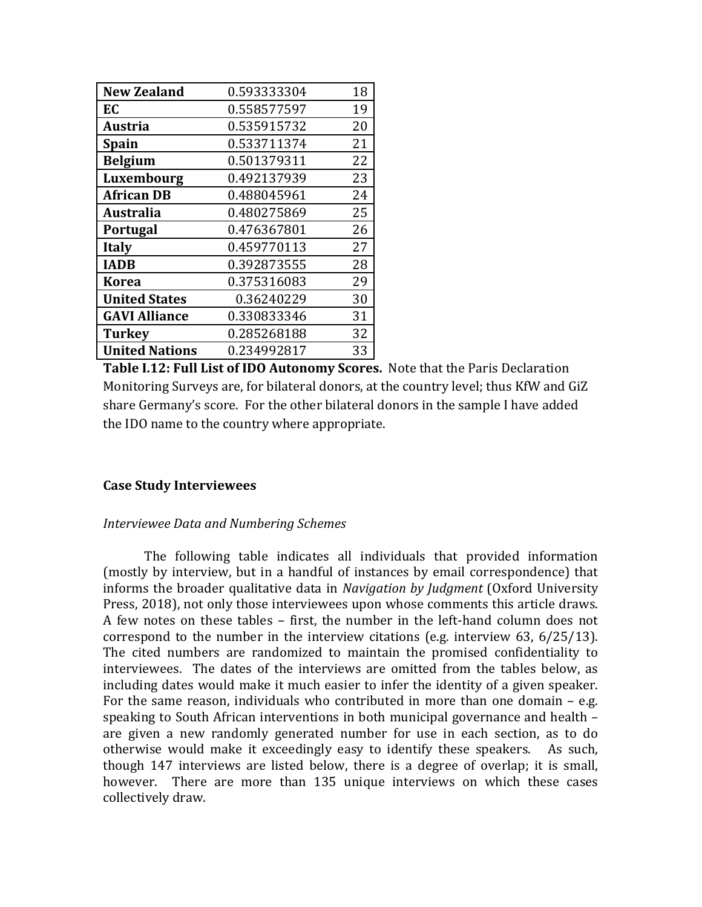| **New Zealand** | 0.593333304 | 18 |
|---|---|---|
| **EC** | 0.558577597 | 19 |
| **Austria** | 0.535915732 | 20 |
| **Spain** | 0.533711374 | 21 |
| **Belgium** | 0.501379311 | 22 |
| **Luxembourg** | 0.492137939 | 23 |
| **African DB** | 0.488045961 | 24 |
| **Australia** | 0.480275869 | 25 |
| **Portugal** | 0.476367801 | 26 |
| **Italy** | 0.459770113 | 27 |
| **IADB** | 0.392873555 | 28 |
| **Korea** | 0.375316083 | 29 |
| **United States** | 0.36240229 | 30 |
| **GAVI Alliance** | 0.330833346 | 31 |
| **Turkey** | 0.285268188 | 32 |
| **United Nations** | 0.234992817 | 33 |

**Table I.12: Full List of IDO Autonomy Scores.** Note that the Paris Declaration Monitoring Surveys are, for bilateral donors, at the country level; thus KfW and GiZ share Germany's score. For the other bilateral donors in the sample I have added the IDO name to the country where appropriate.

### Case Study Interviewees

*Interviewee Data and Numbering Schemes*

The following table indicates all individuals that provided information (mostly by interview, but in a handful of instances by email correspondence) that informs the broader qualitative data in *Navigation by Judgment* (Oxford University Press, 2018), not only those interviewees upon whose comments this article draws. A few notes on these tables – first, the number in the left-hand column does not correspond to the number in the interview citations (e.g. interview 63, 6/25/13). The cited numbers are randomized to maintain the promised confidentiality to interviewees. The dates of the interviews are omitted from the tables below, as including dates would make it much easier to infer the identity of a given speaker. For the same reason, individuals who contributed in more than one domain – e.g. speaking to South African interventions in both municipal governance and health – are given a new randomly generated number for use in each section, as to do otherwise would make it exceedingly easy to identify these speakers. As such, though 147 interviews are listed below, there is a degree of overlap; it is small, however. There are more than 135 unique interviews on which these cases collectively draw.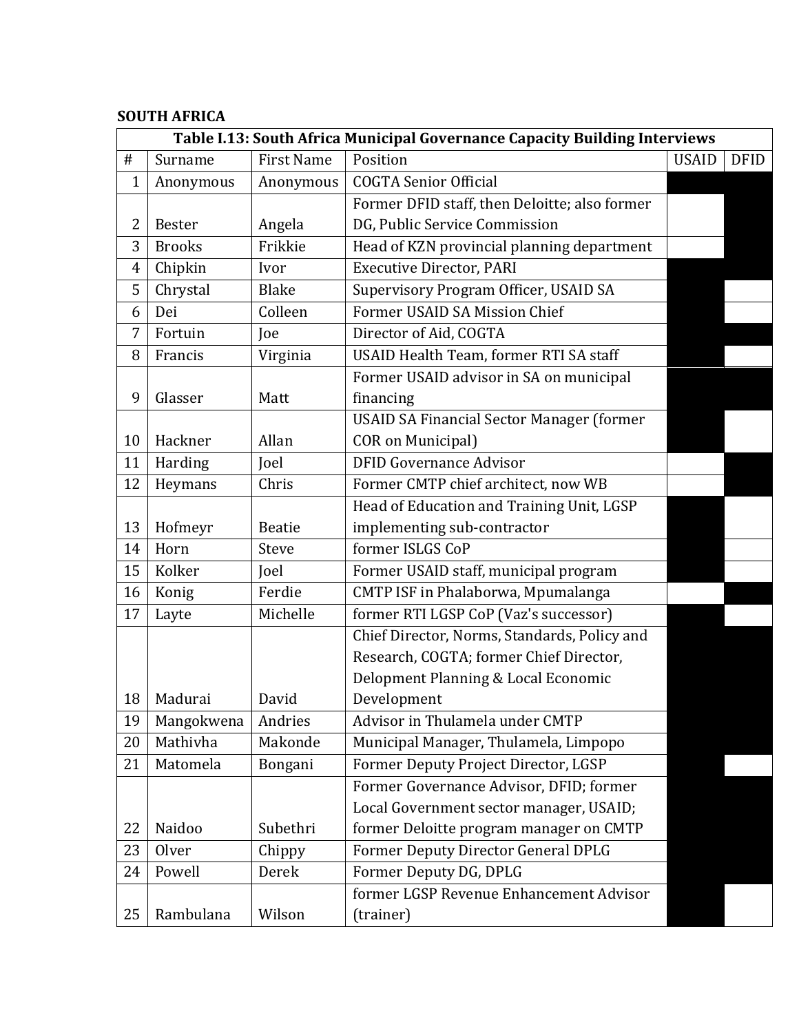**SOUTH AFRICA**

| Table I.13: South Africa Municipal Governance Capacity Building Interviews | | | | | |
|---|---|---|---|---|---|
| # | Surname | First Name | Position | USAID | DFID |
| 1 | Anonymous | Anonymous | COGTA Senior Official | ■ | ■ |
| 2 | Bester | Angela | Former DFID staff, then Deloitte; also former DG, Public Service Commission | | ■ |
| 3 | Brooks | Frikkie | Head of KZN provincial planning department | | ■ |
| 4 | Chipkin | Ivor | Executive Director, PARI | ■ | ■ |
| 5 | Chrystal | Blake | Supervisory Program Officer, USAID SA | ■ | |
| 6 | Dei | Colleen | Former USAID SA Mission Chief | ■ | |
| 7 | Fortuin | Joe | Director of Aid, COGTA | ■ | ■ |
| 8 | Francis | Virginia | USAID Health Team, former RTI SA staff | ■ | |
| 9 | Glasser | Matt | Former USAID advisor in SA on municipal financing | ■ | ■ |
| 10 | Hackner | Allan | USAID SA Financial Sector Manager (former COR on Municipal) | ■ | |
| 11 | Harding | Joel | DFID Governance Advisor | | ■ |
| 12 | Heymans | Chris | Former CMTP chief architect, now WB | | ■ |
| 13 | Hofmeyr | Beatie | Head of Education and Training Unit, LGSP implementing sub-contractor | ■ | |
| 14 | Horn | Steve | former ISLGS CoP | ■ | |
| 15 | Kolker | Joel | Former USAID staff, municipal program | ■ | |
| 16 | Konig | Ferdie | CMTP ISF in Phalaborwa, Mpumalanga | | ■ |
| 17 | Layte | Michelle | former RTI LGSP CoP (Vaz's successor) | ■ | |
| 18 | Madurai | David | Chief Director, Norms, Standards, Policy and Research, COGTA; former Chief Director, Delopment Planning & Local Economic Development | ■ | ■ |
| 19 | Mangokwena | Andries | Advisor in Thulamela under CMTP | ■ | ■ |
| 20 | Mathivha | Makonde | Municipal Manager, Thulamela, Limpopo | ■ | ■ |
| 21 | Matomela | Bongani | Former Deputy Project Director, LGSP | ■ | |
| 22 | Naidoo | Subethri | Former Governance Advisor, DFID; former Local Government sector manager, USAID; former Deloitte program manager on CMTP | ■ | ■ |
| 23 | Olver | Chippy | Former Deputy Director General DPLG | ■ | ■ |
| 24 | Powell | Derek | Former Deputy DG, DPLG | ■ | ■ |
| 25 | Rambulana | Wilson | former LGSP Revenue Enhancement Advisor (trainer) | ■ | |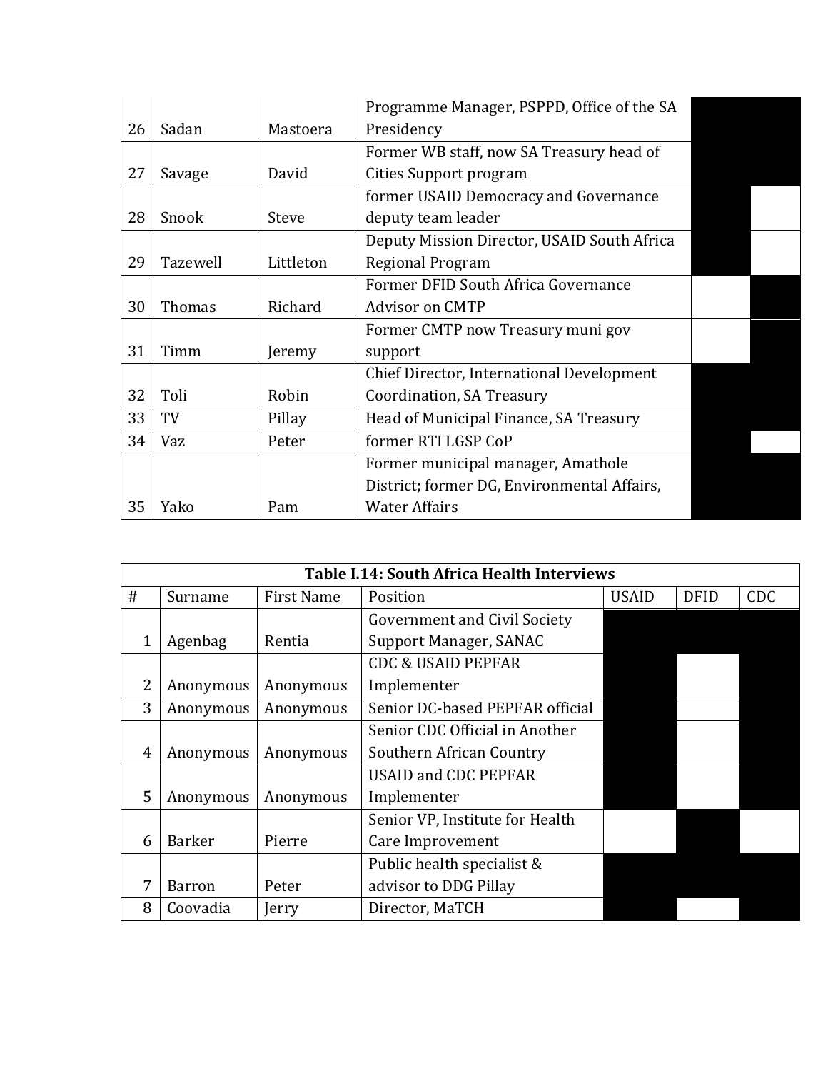| # | Surname | First Name | Position | | |
|---|---|---|---|---|---|
| 26 | Sadan | Mastoera | Programme Manager, PSPPD, Office of the SA Presidency | ■ | ■ |
| 27 | Savage | David | Former WB staff, now SA Treasury head of Cities Support program | ■ | ■ |
| 28 | Snook | Steve | former USAID Democracy and Governance deputy team leader | ■ | |
| 29 | Tazewell | Littleton | Deputy Mission Director, USAID South Africa Regional Program | ■ | |
| 30 | Thomas | Richard | Former DFID South Africa Governance Advisor on CMTP | | ■ |
| 31 | Timm | Jeremy | Former CMTP now Treasury muni gov support | | ■ |
| 32 | Toli | Robin | Chief Director, International Development Coordination, SA Treasury | ■ | ■ |
| 33 | TV | Pillay | Head of Municipal Finance, SA Treasury | ■ | ■ |
| 34 | Vaz | Peter | former RTI LGSP CoP | ■ | |
| 35 | Yako | Pam | Former municipal manager, Amathole District; former DG, Environmental Affairs, Water Affairs | ■ | ■ |

**Table I.14: South Africa Health Interviews**

| # | Surname | First Name | Position | USAID | DFID | CDC |
|---|---|---|---|---|---|---|
| 1 | Agenbag | Rentia | Government and Civil Society Support Manager, SANAC | ■ | ■ | ■ |
| 2 | Anonymous | Anonymous | CDC & USAID PEPFAR Implementer | ■ | | ■ |
| 3 | Anonymous | Anonymous | Senior DC-based PEPFAR official | ■ | | ■ |
| 4 | Anonymous | Anonymous | Senior CDC Official in Another Southern African Country | ■ | | ■ |
| 5 | Anonymous | Anonymous | USAID and CDC PEPFAR Implementer | ■ | | ■ |
| 6 | Barker | Pierre | Senior VP, Institute for Health Care Improvement | | ■ | |
| 7 | Barron | Peter | Public health specialist & advisor to DDG Pillay | ■ | ■ | ■ |
| 8 | Coovadia | Jerry | Director, MaTCH | ■ | | ■ |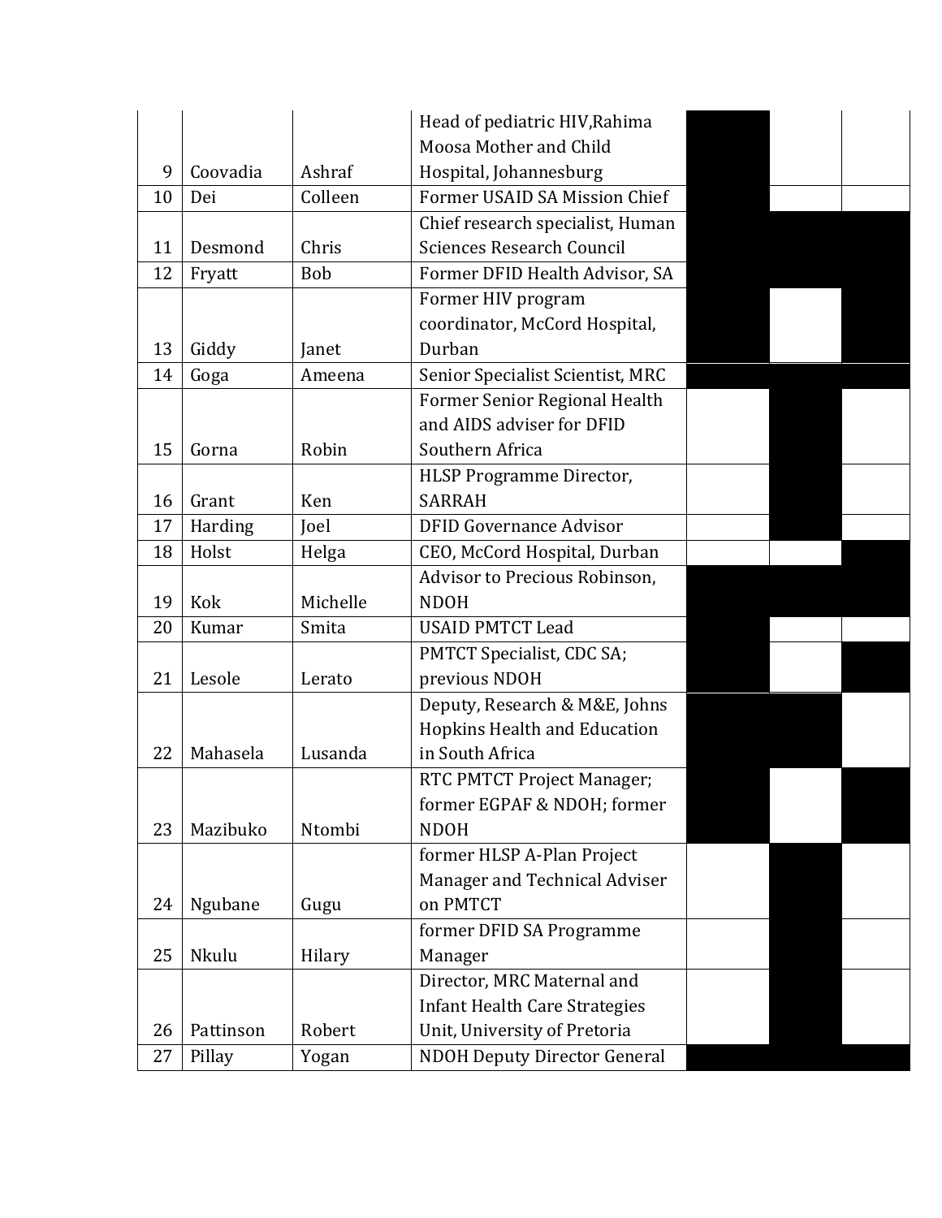| | | | | | | |
|---|---|---|---|---|---|---|
| 9 | Coovadia | Ashraf | Head of pediatric HIV,Rahima Moosa Mother and Child Hospital, Johannesburg | | | |
| 10 | Dei | Colleen | Former USAID SA Mission Chief | | | |
| 11 | Desmond | Chris | Chief research specialist, Human Sciences Research Council | | | |
| 12 | Fryatt | Bob | Former DFID Health Advisor, SA | | | |
| 13 | Giddy | Janet | Former HIV program coordinator, McCord Hospital, Durban | | | |
| 14 | Goga | Ameena | Senior Specialist Scientist, MRC | | | |
| 15 | Gorna | Robin | Former Senior Regional Health and AIDS adviser for DFID Southern Africa | | | |
| 16 | Grant | Ken | HLSP Programme Director, SARRAH | | | |
| 17 | Harding | Joel | DFID Governance Advisor | | | |
| 18 | Holst | Helga | CEO, McCord Hospital, Durban | | | |
| 19 | Kok | Michelle | Advisor to Precious Robinson, NDOH | | | |
| 20 | Kumar | Smita | USAID PMTCT Lead | | | |
| 21 | Lesole | Lerato | PMTCT Specialist, CDC SA; previous NDOH | | | |
| 22 | Mahasela | Lusanda | Deputy, Research & M&E, Johns Hopkins Health and Education in South Africa | | | |
| 23 | Mazibuko | Ntombi | RTC PMTCT Project Manager; former EGPAF & NDOH; former NDOH | | | |
| 24 | Ngubane | Gugu | former HLSP A-Plan Project Manager and Technical Adviser on PMTCT | | | |
| 25 | Nkulu | Hilary | former DFID SA Programme Manager | | | |
| 26 | Pattinson | Robert | Director, MRC Maternal and Infant Health Care Strategies Unit, University of Pretoria | | | |
| 27 | Pillay | Yogan | NDOH Deputy Director General | | | |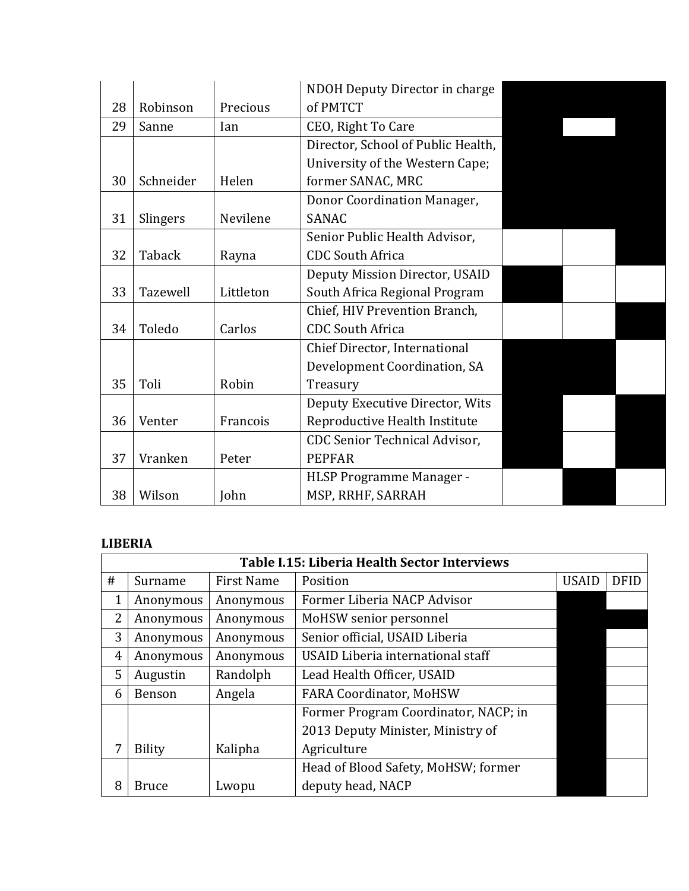| # | Surname | First Name | Position | | | |
|---|---|---|---|---|---|---|
| 28 | Robinson | Precious | NDOH Deputy Director in charge of PMTCT | ■ | ■ | ■ |
| 29 | Sanne | Ian | CEO, Right To Care | ■ | | ■ |
| 30 | Schneider | Helen | Director, School of Public Health, University of the Western Cape; former SANAC, MRC | ■ | ■ | ■ |
| 31 | Slingers | Nevilene | Donor Coordination Manager, SANAC | ■ | ■ | ■ |
| 32 | Taback | Rayna | Senior Public Health Advisor, CDC South Africa | | | ■ |
| 33 | Tazewell | Littleton | Deputy Mission Director, USAID South Africa Regional Program | ■ | | |
| 34 | Toledo | Carlos | Chief, HIV Prevention Branch, CDC South Africa | | | ■ |
| 35 | Toli | Robin | Chief Director, International Development Coordination, SA Treasury | ■ | ■ | |
| 36 | Venter | Francois | Deputy Executive Director, Wits Reproductive Health Institute | ■ | | ■ |
| 37 | Vranken | Peter | CDC Senior Technical Advisor, PEPFAR | ■ | | ■ |
| 38 | Wilson | John | HLSP Programme Manager - MSP, RRHF, SARRAH | | ■ | |

**LIBERIA**

**Table I.15: Liberia Health Sector Interviews**

| # | Surname | First Name | Position | USAID | DFID |
|---|---|---|---|---|---|
| 1 | Anonymous | Anonymous | Former Liberia NACP Advisor | ■ | |
| 2 | Anonymous | Anonymous | MoHSW senior personnel | ■ | ■ |
| 3 | Anonymous | Anonymous | Senior official, USAID Liberia | ■ | |
| 4 | Anonymous | Anonymous | USAID Liberia international staff | ■ | |
| 5 | Augustin | Randolph | Lead Health Officer, USAID | ■ | |
| 6 | Benson | Angela | FARA Coordinator, MoHSW | ■ | |
| 7 | Bility | Kalipha | Former Program Coordinator, NACP; in 2013 Deputy Minister, Ministry of Agriculture | ■ | |
| 8 | Bruce | Lwopu | Head of Blood Safety, MoHSW; former deputy head, NACP | ■ | |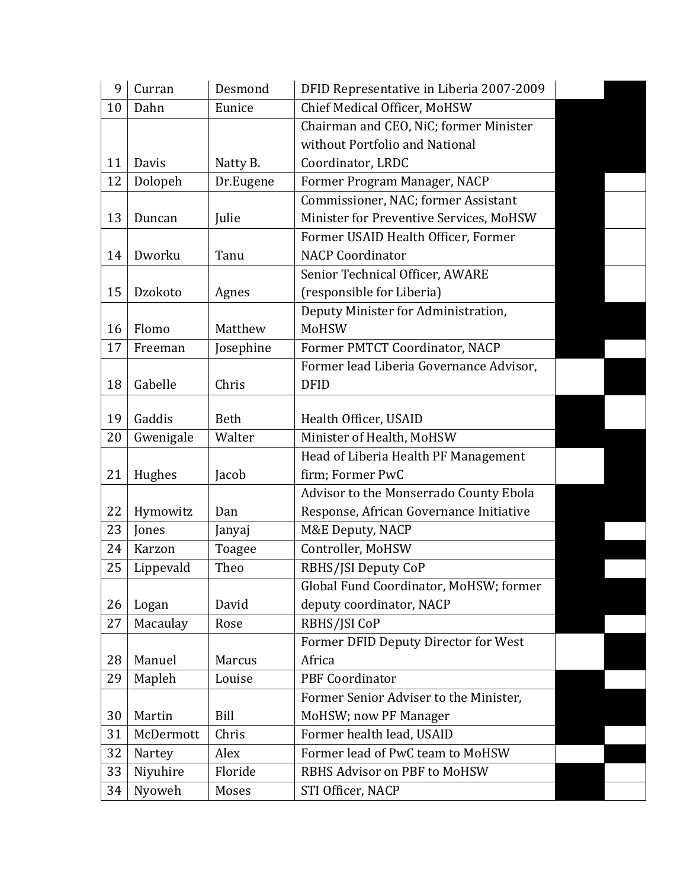| | | | | | |
|---|---|---|---|---|---|
| 9 | Curran | Desmond | DFID Representative in Liberia 2007-2009 | | |
| 10 | Dahn | Eunice | Chief Medical Officer, MoHSW | | |
| 11 | Davis | Natty B. | Chairman and CEO, NiC; former Minister without Portfolio and National Coordinator, LRDC | | |
| 12 | Dolopeh | Dr.Eugene | Former Program Manager, NACP | | |
| 13 | Duncan | Julie | Commissioner, NAC; former Assistant Minister for Preventive Services, MoHSW | | |
| 14 | Dworku | Tanu | Former USAID Health Officer, Former NACP Coordinator | | |
| 15 | Dzokoto | Agnes | Senior Technical Officer, AWARE (responsible for Liberia) | | |
| 16 | Flomo | Matthew | Deputy Minister for Administration, MoHSW | | |
| 17 | Freeman | Josephine | Former PMTCT Coordinator, NACP | | |
| 18 | Gabelle | Chris | Former lead Liberia Governance Advisor, DFID | | |
| 19 | Gaddis | Beth | Health Officer, USAID | | |
| 20 | Gwenigale | Walter | Minister of Health, MoHSW | | |
| 21 | Hughes | Jacob | Head of Liberia Health PF Management firm; Former PwC | | |
| 22 | Hymowitz | Dan | Advisor to the Monserrado County Ebola Response, African Governance Initiative | | |
| 23 | Jones | Janyaj | M&E Deputy, NACP | | |
| 24 | Karzon | Toagee | Controller, MoHSW | | |
| 25 | Lippevald | Theo | RBHS/JSI Deputy CoP | | |
| 26 | Logan | David | Global Fund Coordinator, MoHSW; former deputy coordinator, NACP | | |
| 27 | Macaulay | Rose | RBHS/JSI CoP | | |
| 28 | Manuel | Marcus | Former DFID Deputy Director for West Africa | | |
| 29 | Mapleh | Louise | PBF Coordinator | | |
| 30 | Martin | Bill | Former Senior Adviser to the Minister, MoHSW; now PF Manager | | |
| 31 | McDermott | Chris | Former health lead, USAID | | |
| 32 | Nartey | Alex | Former lead of PwC team to MoHSW | | |
| 33 | Niyuhire | Floride | RBHS Advisor on PBF to MoHSW | | |
| 34 | Nyoweh | Moses | STI Officer, NACP | | |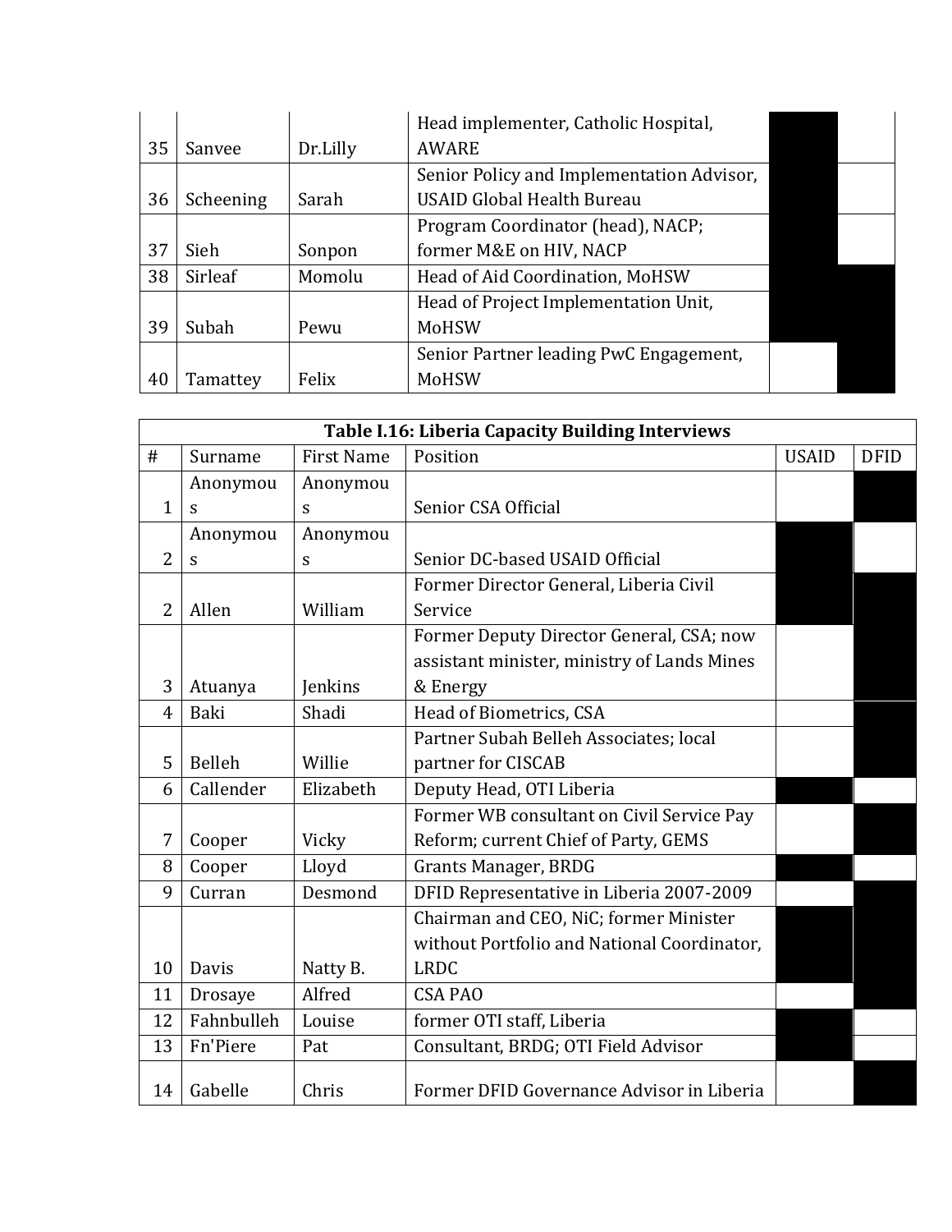| 35 | Sanvee | Dr.Lilly | Head implementer, Catholic Hospital, AWARE | X | |
|---|---|---|---|---|---|
| 36 | Scheening | Sarah | Senior Policy and Implementation Advisor, USAID Global Health Bureau | X | |
| 37 | Sieh | Sonpon | Program Coordinator (head), NACP; former M&E on HIV, NACP | X | |
| 38 | Sirleaf | Momolu | Head of Aid Coordination, MoHSW | X | X |
| 39 | Subah | Pewu | Head of Project Implementation Unit, MoHSW | X | X |
| 40 | Tamattey | Felix | Senior Partner leading PwC Engagement, MoHSW | | X |

**Table I.16: Liberia Capacity Building Interviews**

| # | Surname | First Name | Position | USAID | DFID |
|---|---|---|---|---|---|
| 1 | Anonymous | Anonymous | Senior CSA Official | | X |
| 2 | Anonymous | Anonymous | Senior DC-based USAID Official | X | |
| 2 | Allen | William | Former Director General, Liberia Civil Service | X | X |
| 3 | Atuanya | Jenkins | Former Deputy Director General, CSA; now assistant minister, ministry of Lands Mines & Energy | | X |
| 4 | Baki | Shadi | Head of Biometrics, CSA | | X |
| 5 | Belleh | Willie | Partner Subah Belleh Associates; local partner for CISCAB | | X |
| 6 | Callender | Elizabeth | Deputy Head, OTI Liberia | X | |
| 7 | Cooper | Vicky | Former WB consultant on Civil Service Pay Reform; current Chief of Party, GEMS | | X |
| 8 | Cooper | Lloyd | Grants Manager, BRDG | X | |
| 9 | Curran | Desmond | DFID Representative in Liberia 2007-2009 | | X |
| 10 | Davis | Natty B. | Chairman and CEO, NiC; former Minister without Portfolio and National Coordinator, LRDC | X | X |
| 11 | Drosaye | Alfred | CSA PAO | | X |
| 12 | Fahnbulleh | Louise | former OTI staff, Liberia | X | |
| 13 | Fn'Piere | Pat | Consultant, BRDG; OTI Field Advisor | X | |
| 14 | Gabelle | Chris | Former DFID Governance Advisor in Liberia | | X |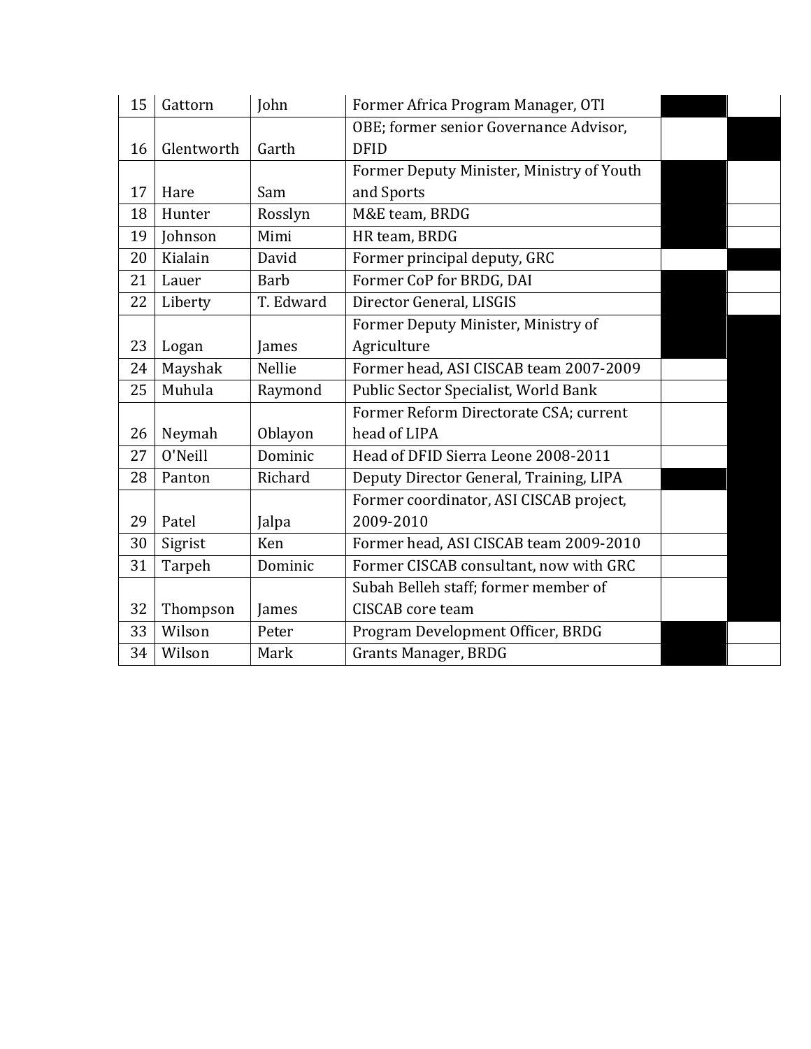| | | | | | |
|---|---|---|---|---|---|
| 15 | Gattorn | John | Former Africa Program Manager, OTI | ■ | |
| 16 | Glentworth | Garth | OBE; former senior Governance Advisor, DFID | | ■ |
| 17 | Hare | Sam | Former Deputy Minister, Ministry of Youth and Sports | ■ | |
| 18 | Hunter | Rosslyn | M&E team, BRDG | ■ | |
| 19 | Johnson | Mimi | HR team, BRDG | ■ | |
| 20 | Kialain | David | Former principal deputy, GRC | | ■ |
| 21 | Lauer | Barb | Former CoP for BRDG, DAI | ■ | |
| 22 | Liberty | T. Edward | Director General, LISGIS | ■ | |
| 23 | Logan | James | Former Deputy Minister, Ministry of Agriculture | ■ | ■ |
| 24 | Mayshak | Nellie | Former head, ASI CISCAB team 2007-2009 | | ■ |
| 25 | Muhula | Raymond | Public Sector Specialist, World Bank | | ■ |
| 26 | Neymah | Oblayon | Former Reform Directorate CSA; current head of LIPA | | ■ |
| 27 | O'Neill | Dominic | Head of DFID Sierra Leone 2008-2011 | | ■ |
| 28 | Panton | Richard | Deputy Director General, Training, LIPA | ■ | ■ |
| 29 | Patel | Jalpa | Former coordinator, ASI CISCAB project, 2009-2010 | | ■ |
| 30 | Sigrist | Ken | Former head, ASI CISCAB team 2009-2010 | | ■ |
| 31 | Tarpeh | Dominic | Former CISCAB consultant, now with GRC | | ■ |
| 32 | Thompson | James | Subah Belleh staff; former member of CISCAB core team | | ■ |
| 33 | Wilson | Peter | Program Development Officer, BRDG | ■ | |
| 34 | Wilson | Mark | Grants Manager, BRDG | ■ | |